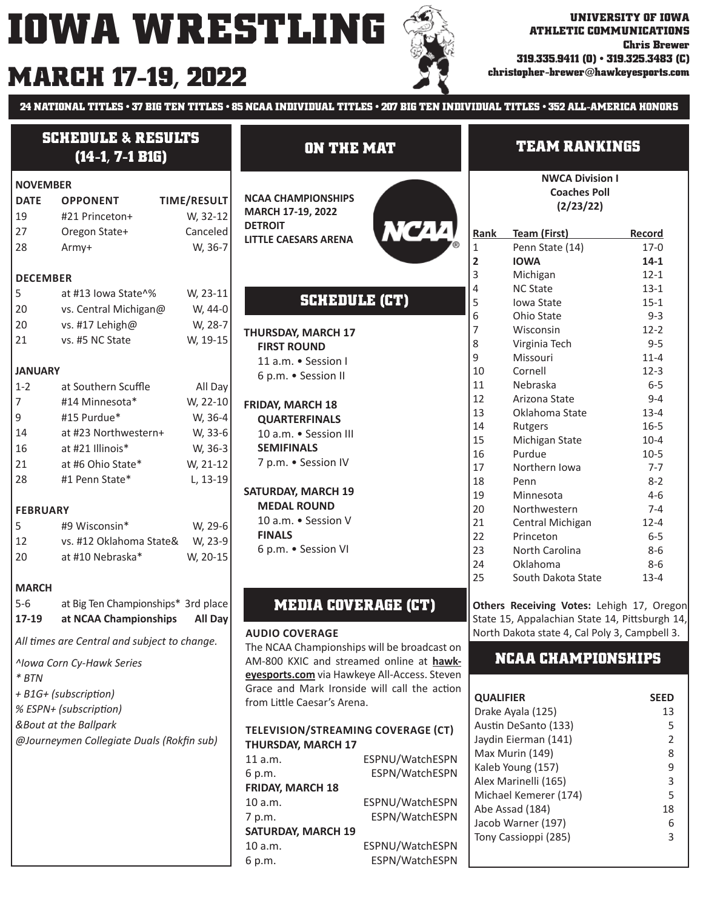# IOWA WRESTLING

# MARCH 17-19, 2022

**UNIVERSITY OF IOWA ATHLETIC COMMUNICATIONS**
**Chris Brewer**
**319.335.9411 (O) • 319.325.3483 (C)**
**christopher-brewer@hawkeyesports.com**

**24 NATIONAL TITLES • 37 BIG TEN TITLES • 85 NCAA INDIVIDUAL TITLES • 207 BIG TEN INDIVIDUAL TITLES • 352 ALL-AMERICA HONORS**

## SCHEDULE & RESULTS (14-1, 7-1 B1G)

**NOVEMBER**

| DATE | OPPONENT | TIME/RESULT |
|---|---|---|
| 19 | #21 Princeton+ | W, 32-12 |
| 27 | Oregon State+ | Canceled |
| 28 | Army+ | W, 36-7 |

**DECEMBER**

| DATE | OPPONENT | TIME/RESULT |
|---|---|---|
| 5 | at #13 Iowa State^% | W, 23-11 |
| 20 | vs. Central Michigan@ | W, 44-0 |
| 20 | vs. #17 Lehigh@ | W, 28-7 |
| 21 | vs. #5 NC State | W, 19-15 |

**JANUARY**

| DATE | OPPONENT | TIME/RESULT |
|---|---|---|
| 1-2 | at Southern Scuffle | All Day |
| 7 | #14 Minnesota* | W, 22-10 |
| 9 | #15 Purdue* | W, 36-4 |
| 14 | at #23 Northwestern+ | W, 33-6 |
| 16 | at #21 Illinois* | W, 36-3 |
| 21 | at #6 Ohio State* | W, 21-12 |
| 28 | #1 Penn State* | L, 13-19 |

**FEBRUARY**

| DATE | OPPONENT | TIME/RESULT |
|---|---|---|
| 5 | #9 Wisconsin* | W, 29-6 |
| 12 | vs. #12 Oklahoma State& | W, 23-9 |
| 20 | at #10 Nebraska* | W, 20-15 |

**MARCH**

| DATE | OPPONENT | TIME/RESULT |
|---|---|---|
| 5-6 | at Big Ten Championships* | 3rd place |
| **17-19** | **at NCAA Championships** | **All Day** |

*All times are Central and subject to change.*

*^Iowa Corn Cy-Hawk Series*
** BTN*
*+ B1G+ (subscription)*
*% ESPN+ (subscription)*
*&Bout at the Ballpark*
*@Journeymen Collegiate Duals (Rokfin sub)*

## ON THE MAT

**NCAA CHAMPIONSHIPS**
**MARCH 17-19, 2022**
**DETROIT**
**LITTLE CAESARS ARENA**

## SCHEDULE (CT)

**THURSDAY, MARCH 17**
**FIRST ROUND**
11 a.m. • Session I
6 p.m. • Session II

**FRIDAY, MARCH 18**
**QUARTERFINALS**
10 a.m. • Session III
**SEMIFINALS**
7 p.m. • Session IV

**SATURDAY, MARCH 19**
**MEDAL ROUND**
10 a.m. • Session V
**FINALS**
6 p.m. • Session VI

## MEDIA COVERAGE (CT)

**AUDIO COVERAGE**

The NCAA Championships will be broadcast on AM-800 KXIC and streamed online at **hawkeyesports.com** via Hawkeye All-Access. Steven Grace and Mark Ironside will call the action from Little Caesar's Arena.

**TELEVISION/STREAMING COVERAGE (CT)**

| | |
|---|---|
| **THURSDAY, MARCH 17** | |
| 11 a.m. | ESPNU/WatchESPN |
| 6 p.m. | ESPN/WatchESPN |
| **FRIDAY, MARCH 18** | |
| 10 a.m. | ESPNU/WatchESPN |
| 7 p.m. | ESPN/WatchESPN |
| **SATURDAY, MARCH 19** | |
| 10 a.m. | ESPNU/WatchESPN |
| 6 p.m. | ESPN/WatchESPN |

## TEAM RANKINGS

**NWCA Division I Coaches Poll (2/23/22)**

| Rank | Team (First) | Record |
|---|---|---|
| 1 | Penn State (14) | 17-0 |
| **2** | **IOWA** | **14-1** |
| 3 | Michigan | 12-1 |
| 4 | NC State | 13-1 |
| 5 | Iowa State | 15-1 |
| 6 | Ohio State | 9-3 |
| 7 | Wisconsin | 12-2 |
| 8 | Virginia Tech | 9-5 |
| 9 | Missouri | 11-4 |
| 10 | Cornell | 12-3 |
| 11 | Nebraska | 6-5 |
| 12 | Arizona State | 9-4 |
| 13 | Oklahoma State | 13-4 |
| 14 | Rutgers | 16-5 |
| 15 | Michigan State | 10-4 |
| 16 | Purdue | 10-5 |
| 17 | Northern Iowa | 7-7 |
| 18 | Penn | 8-2 |
| 19 | Minnesota | 4-6 |
| 20 | Northwestern | 7-4 |
| 21 | Central Michigan | 12-4 |
| 22 | Princeton | 6-5 |
| 23 | North Carolina | 8-6 |
| 24 | Oklahoma | 8-6 |
| 25 | South Dakota State | 13-4 |

**Others Receiving Votes:** Lehigh 17, Oregon State 15, Appalachian State 14, Pittsburgh 14, North Dakota state 4, Cal Poly 3, Campbell 3.

## NCAA CHAMPIONSHIPS

| QUALIFIER | SEED |
|---|---|
| Drake Ayala (125) | 13 |
| Austin DeSanto (133) | 5 |
| Jaydin Eierman (141) | 2 |
| Max Murin (149) | 8 |
| Kaleb Young (157) | 9 |
| Alex Marinelli (165) | 3 |
| Michael Kemerer (174) | 5 |
| Abe Assad (184) | 18 |
| Jacob Warner (197) | 6 |
| Tony Cassioppi (285) | 3 |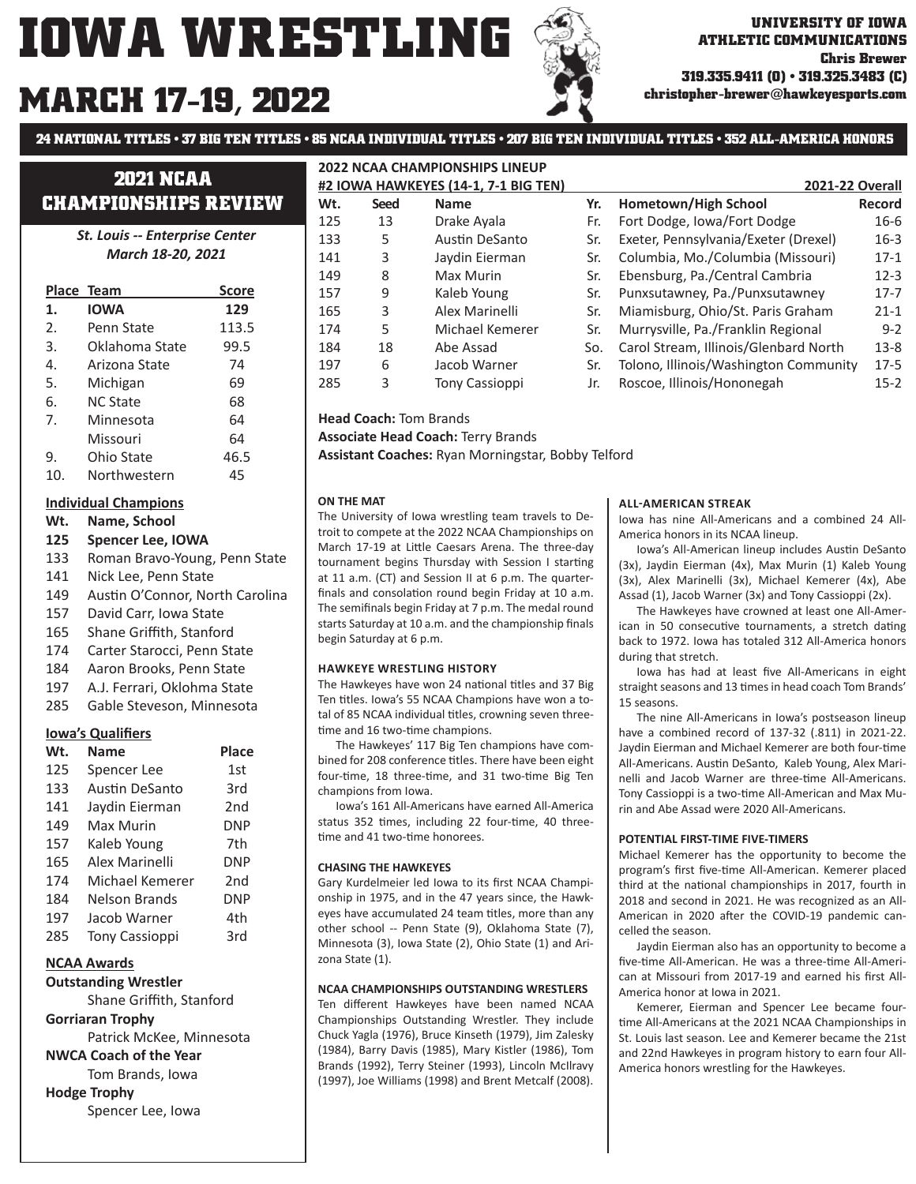# IOWA WRESTLING

## MARCH 17-19, 2022

UNIVERSITY OF IOWA ATHLETIC COMMUNICATIONS
Chris Brewer
319.335.9411 (O) • 319.325.3483 (C)
christopher-brewer@hawkeyesports.com

**24 NATIONAL TITLES • 37 BIG TEN TITLES • 85 NCAA INDIVIDUAL TITLES • 207 BIG TEN INDIVIDUAL TITLES • 352 ALL-AMERICA HONORS**

## 2021 NCAA CHAMPIONSHIPS REVIEW

*St. Louis -- Enterprise Center*
*March 18-20, 2021*

| Place | Team | Score |
|---|---|---|
| 1. | **IOWA** | 129 |
| 2. | Penn State | 113.5 |
| 3. | Oklahoma State | 99.5 |
| 4. | Arizona State | 74 |
| 5. | Michigan | 69 |
| 6. | NC State | 68 |
| 7. | Minnesota | 64 |
| | Missouri | 64 |
| 9. | Ohio State | 46.5 |
| 10. | Northwestern | 45 |

**Individual Champions**

| Wt. | Name, School |
|---|---|
| **125** | **Spencer Lee, IOWA** |
| 133 | Roman Bravo-Young, Penn State |
| 141 | Nick Lee, Penn State |
| 149 | Austin O'Connor, North Carolina |
| 157 | David Carr, Iowa State |
| 165 | Shane Griffith, Stanford |
| 174 | Carter Starocci, Penn State |
| 184 | Aaron Brooks, Penn State |
| 197 | A.J. Ferrari, Oklohma State |
| 285 | Gable Steveson, Minnesota |

**Iowa's Qualifiers**

| Wt. | Name | Place |
|---|---|---|
| 125 | Spencer Lee | 1st |
| 133 | Austin DeSanto | 3rd |
| 141 | Jaydin Eierman | 2nd |
| 149 | Max Murin | DNP |
| 157 | Kaleb Young | 7th |
| 165 | Alex Marinelli | DNP |
| 174 | Michael Kemerer | 2nd |
| 184 | Nelson Brands | DNP |
| 197 | Jacob Warner | 4th |
| 285 | Tony Cassioppi | 3rd |

**NCAA Awards**

**Outstanding Wrestler**
Shane Griffith, Stanford

**Gorriaran Trophy**
Patrick McKee, Minnesota

**NWCA Coach of the Year**
Tom Brands, Iowa

**Hodge Trophy**
Spencer Lee, Iowa

**2022 NCAA CHAMPIONSHIPS LINEUP**

**#2 IOWA HAWKEYES (14-1, 7-1 BIG TEN)**

| Wt. | Seed | Name | Yr. | Hometown/High School | 2021-22 Overall Record |
|---|---|---|---|---|---|
| 125 | 13 | Drake Ayala | Fr. | Fort Dodge, Iowa/Fort Dodge | 16-6 |
| 133 | 5 | Austin DeSanto | Sr. | Exeter, Pennsylvania/Exeter (Drexel) | 16-3 |
| 141 | 3 | Jaydin Eierman | Sr. | Columbia, Mo./Columbia (Missouri) | 17-1 |
| 149 | 8 | Max Murin | Sr. | Ebensburg, Pa./Central Cambria | 12-3 |
| 157 | 9 | Kaleb Young | Sr. | Punxsutawney, Pa./Punxsutawney | 17-7 |
| 165 | 3 | Alex Marinelli | Sr. | Miamisburg, Ohio/St. Paris Graham | 21-1 |
| 174 | 5 | Michael Kemerer | Sr. | Murrysville, Pa./Franklin Regional | 9-2 |
| 184 | 18 | Abe Assad | So. | Carol Stream, Illinois/Glenbard North | 13-8 |
| 197 | 6 | Jacob Warner | Sr. | Tolono, Illinois/Washington Community | 17-5 |
| 285 | 3 | Tony Cassioppi | Jr. | Roscoe, Illinois/Hononegah | 15-2 |

**Head Coach:** Tom Brands
**Associate Head Coach:** Terry Brands
**Assistant Coaches:** Ryan Morningstar, Bobby Telford

#### ON THE MAT

The University of Iowa wrestling team travels to Detroit to compete at the 2022 NCAA Championships on March 17-19 at Little Caesars Arena. The three-day tournament begins Thursday with Session I starting at 11 a.m. (CT) and Session II at 6 p.m. The quarterfinals and consolation round begin Friday at 10 a.m. The semifinals begin Friday at 7 p.m. The medal round starts Saturday at 10 a.m. and the championship finals begin Saturday at 6 p.m.

#### HAWKEYE WRESTLING HISTORY

The Hawkeyes have won 24 national titles and 37 Big Ten titles. Iowa's 55 NCAA Champions have won a total of 85 NCAA individual titles, crowning seven three-time and 16 two-time champions.

The Hawkeyes' 117 Big Ten champions have combined for 208 conference titles. There have been eight four-time, 18 three-time, and 31 two-time Big Ten champions from Iowa.

Iowa's 161 All-Americans have earned All-America status 352 times, including 22 four-time, 40 three-time and 41 two-time honorees.

#### CHASING THE HAWKEYES

Gary Kurdelmeier led Iowa to its first NCAA Championship in 1975, and in the 47 years since, the Hawkeyes have accumulated 24 team titles, more than any other school -- Penn State (9), Oklahoma State (7), Minnesota (3), Iowa State (2), Ohio State (1) and Arizona State (1).

#### NCAA CHAMPIONSHIPS OUTSTANDING WRESTLERS

Ten different Hawkeyes have been named NCAA Championships Outstanding Wrestler. They include Chuck Yagla (1976), Bruce Kinseth (1979), Jim Zalesky (1984), Barry Davis (1985), Marv Kistler (1986), Tom Brands (1992), Terry Steiner (1993), Lincoln McIlravy (1997), Joe Williams (1998) and Brent Metcalf (2008).

#### ALL-AMERICAN STREAK

Iowa has nine All-Americans and a combined 24 All-America honors in its NCAA lineup.

Iowa's All-American lineup includes Austin DeSanto (3x), Jaydin Eierman (4x), Max Murin (1) Kaleb Young (3x), Alex Marinelli (3x), Michael Kemerer (4x), Abe Assad (1), Jacob Warner (3x) and Tony Cassioppi (2x).

The Hawkeyes have crowned at least one All-American in 50 consecutive tournaments, a stretch dating back to 1972. Iowa has totaled 312 All-America honors during that stretch.

Iowa has had at least five All-Americans in eight straight seasons and 13 times in head coach Tom Brands' 15 seasons.

The nine All-Americans in Iowa's postseason lineup have a combined record of 137-32 (.811) in 2021-22. Jaydin Eierman and Michael Kemerer are both four-time All-Americans. Austin DeSanto, Kaleb Young, Alex Marinelli and Jacob Warner are three-time All-Americans. Tony Cassioppi is a two-time All-American and Max Murin and Abe Assad were 2020 All-Americans.

#### POTENTIAL FIRST-TIME FIVE-TIMERS

Michael Kemerer has the opportunity to become the program's first five-time All-American. Kemerer placed third at the national championships in 2017, fourth in 2018 and second in 2021. He was recognized as an All-American in 2020 after the COVID-19 pandemic cancelled the season.

Jaydin Eierman also has an opportunity to become a five-time All-American. He was a three-time All-American at Missouri from 2017-19 and earned his first All-America honor at Iowa in 2021.

Kemerer, Eierman and Spencer Lee became four-time All-Americans at the 2021 NCAA Championships in St. Louis last season. Lee and Kemerer became the 21st and 22nd Hawkeyes in program history to earn four All-America honors wrestling for the Hawkeyes.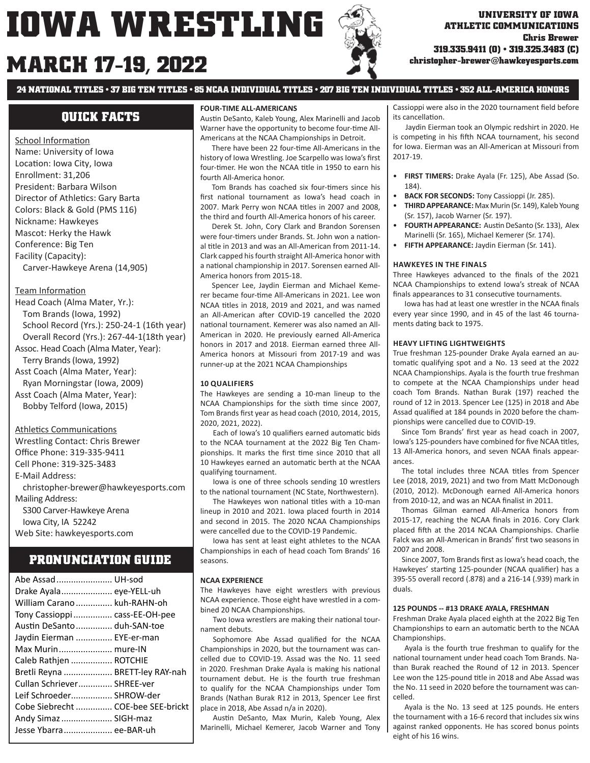# IOWA WRESTLING

# MARCH 17-19, 2022

**UNIVERSITY OF IOWA ATHLETIC COMMUNICATIONS**
**Chris Brewer**
**319.335.9411 (O) • 319.325.3483 (C)**
**christopher-brewer@hawkeyesports.com**

**24 NATIONAL TITLES • 37 BIG TEN TITLES • 85 NCAA INDIVIDUAL TITLES • 207 BIG TEN INDIVIDUAL TITLES • 352 ALL-AMERICA HONORS**

## QUICK FACTS

School Information
Name: University of Iowa
Location: Iowa City, Iowa
Enrollment: 31,206
President: Barbara Wilson
Director of Athletics: Gary Barta
Colors: Black & Gold (PMS 116)
Nickname: Hawkeyes
Mascot: Herky the Hawk
Conference: Big Ten
Facility (Capacity):
Carver-Hawkeye Arena (14,905)

Team Information
Head Coach (Alma Mater, Yr.):
Tom Brands (Iowa, 1992)
School Record (Yrs.): 250-24-1 (16th year)
Overall Record (Yrs.): 267-44-1(18th year)
Assoc. Head Coach (Alma Mater, Year):
Terry Brands (Iowa, 1992)
Asst Coach (Alma Mater, Year):
Ryan Morningstar (Iowa, 2009)
Asst Coach (Alma Mater, Year):
Bobby Telford (Iowa, 2015)

Athletics Communications
Wrestling Contact: Chris Brewer
Office Phone: 319-335-9411
Cell Phone: 319-325-3483
E-Mail Address:
christopher-brewer@hawkeyesports.com
Mailing Address:
S300 Carver-Hawkeye Arena
Iowa City, IA 52242
Web Site: hawkeyesports.com

## PRONUNCIATION GUIDE

| Name | Pronunciation |
|---|---|
| Abe Assad | UH-sod |
| Drake Ayala | eye-YELL-uh |
| William Carano | kuh-RAHN-oh |
| Tony Cassioppi | cass-EE-OH-pee |
| Austin DeSanto | duh-SAN-toe |
| Jaydin Eierman | EYE-er-man |
| Max Murin | mure-IN |
| Caleb Rathjen | ROTCHIE |
| Bretli Reyna | BRETT-ley RAY-nah |
| Cullan Schriever | SHREE-ver |
| Leif Schroeder | SHROW-der |
| Cobe Siebrecht | COE-bee SEE-brickt |
| Andy Simaz | SIGH-maz |
| Jesse Ybarra | ee-BAR-uh |

#### FOUR-TIME ALL-AMERICANS

Austin DeSanto, Kaleb Young, Alex Marinelli and Jacob Warner have the opportunity to become four-time All-Americans at the NCAA Championships in Detroit.

There have been 22 four-time All-Americans in the history of Iowa Wrestling. Joe Scarpello was Iowa's first four-timer. He won the NCAA title in 1950 to earn his fourth All-America honor.

Tom Brands has coached six four-timers since his first national tournament as Iowa's head coach in 2007. Mark Perry won NCAA titles in 2007 and 2008, the third and fourth All-America honors of his career.

Derek St. John, Cory Clark and Brandon Sorensen were four-timers under Brands. St. John won a national title in 2013 and was an All-American from 2011-14. Clark capped his fourth straight All-America honor with a national championship in 2017. Sorensen earned All-America honors from 2015-18.

Spencer Lee, Jaydin Eierman and Michael Kemerer became four-time All-Americans in 2021. Lee won NCAA titles in 2018, 2019 and 2021, and was named an All-American after COVID-19 cancelled the 2020 national tournament. Kemerer was also named an All-American in 2020. He previously earned All-America honors in 2017 and 2018. Eierman earned three All-America honors at Missouri from 2017-19 and was runner-up at the 2021 NCAA Championships

#### 10 QUALIFIERS

The Hawkeyes are sending a 10-man lineup to the NCAA Championships for the sixth time since 2007, Tom Brands first year as head coach (2010, 2014, 2015, 2020, 2021, 2022).

Each of Iowa's 10 qualifiers earned automatic bids to the NCAA tournament at the 2022 Big Ten Championships. It marks the first time since 2010 that all 10 Hawkeyes earned an automatic berth at the NCAA qualifying tournament.

Iowa is one of three schools sending 10 wrestlers to the national tournament (NC State, Northwestern).

The Hawkeyes won national titles with a 10-man lineup in 2010 and 2021. Iowa placed fourth in 2014 and second in 2015. The 2020 NCAA Championships were cancelled due to the COVID-19 Pandemic.

Iowa has sent at least eight athletes to the NCAA Championships in each of head coach Tom Brands' 16 seasons.

#### NCAA EXPERIENCE

The Hawkeyes have eight wrestlers with previous NCAA experience. Those eight have wrestled in a combined 20 NCAA Championships.

Two Iowa wrestlers are making their national tournament debuts.

Sophomore Abe Assad qualified for the NCAA Championships in 2020, but the tournament was cancelled due to COVID-19. Assad was the No. 11 seed in 2020. Freshman Drake Ayala is making his national tournament debut. He is the fourth true freshman to qualify for the NCAA Championships under Tom Brands (Nathan Burak R12 in 2013, Spencer Lee first place in 2018, Abe Assad n/a in 2020).

Austin DeSanto, Max Murin, Kaleb Young, Alex Marinelli, Michael Kemerer, Jacob Warner and Tony Cassioppi were also in the 2020 tournament field before its cancellation.

Jaydin Eierman took an Olympic redshirt in 2020. He is competing in his fifth NCAA tournament, his second for Iowa. Eierman was an All-American at Missouri from 2017-19.

- **FIRST TIMERS:** Drake Ayala (Fr. 125), Abe Assad (So. 184).
- **BACK FOR SECONDS:** Tony Cassioppi (Jr. 285).
- **THIRD APPEARANCE:** Max Murin (Sr. 149), Kaleb Young (Sr. 157), Jacob Warner (Sr. 197).
- **FOURTH APPEARANCE:** Austin DeSanto (Sr. 133), Alex Marinelli (Sr. 165), Michael Kemerer (Sr. 174).
- **FIFTH APPEARANCE:** Jaydin Eierman (Sr. 141).

#### HAWKEYES IN THE FINALS

Three Hawkeyes advanced to the finals of the 2021 NCAA Championships to extend Iowa's streak of NCAA finals appearances to 31 consecutive tournaments.

Iowa has had at least one wrestler in the NCAA finals every year since 1990, and in 45 of the last 46 tournaments dating back to 1975.

#### HEAVY LIFTING LIGHTWEIGHTS

True freshman 125-pounder Drake Ayala earned an automatic qualifying spot and a No. 13 seed at the 2022 NCAA Championships. Ayala is the fourth true freshman to compete at the NCAA Championships under head coach Tom Brands. Nathan Burak (197) reached the round of 12 in 2013. Spencer Lee (125) in 2018 and Abe Assad qualified at 184 pounds in 2020 before the championships were cancelled due to COVID-19.

Since Tom Brands' first year as head coach in 2007, Iowa's 125-pounders have combined for five NCAA titles, 13 All-America honors, and seven NCAA finals appearances.

The total includes three NCAA titles from Spencer Lee (2018, 2019, 2021) and two from Matt McDonough (2010, 2012). McDonough earned All-America honors from 2010-12, and was an NCAA finalist in 2011.

Thomas Gilman earned All-America honors from 2015-17, reaching the NCAA finals in 2016. Cory Clark placed fifth at the 2014 NCAA Championships. Charlie Falck was an All-American in Brands' first two seasons in 2007 and 2008.

Since 2007, Tom Brands first as Iowa's head coach, the Hawkeyes' starting 125-pounder (NCAA qualifier) has a 395-55 overall record (.878) and a 216-14 (.939) mark in duals.

#### 125 POUNDS -- #13 DRAKE AYALA, FRESHMAN

Freshman Drake Ayala placed eighth at the 2022 Big Ten Championships to earn an automatic berth to the NCAA Championships.

Ayala is the fourth true freshman to qualify for the national tournament under head coach Tom Brands. Nathan Burak reached the Round of 12 in 2013. Spencer Lee won the 125-pound title in 2018 and Abe Assad was the No. 11 seed in 2020 before the tournament was cancelled.

Ayala is the No. 13 seed at 125 pounds. He enters the tournament with a 16-6 record that includes six wins against ranked opponents. He has scored bonus points eight of his 16 wins.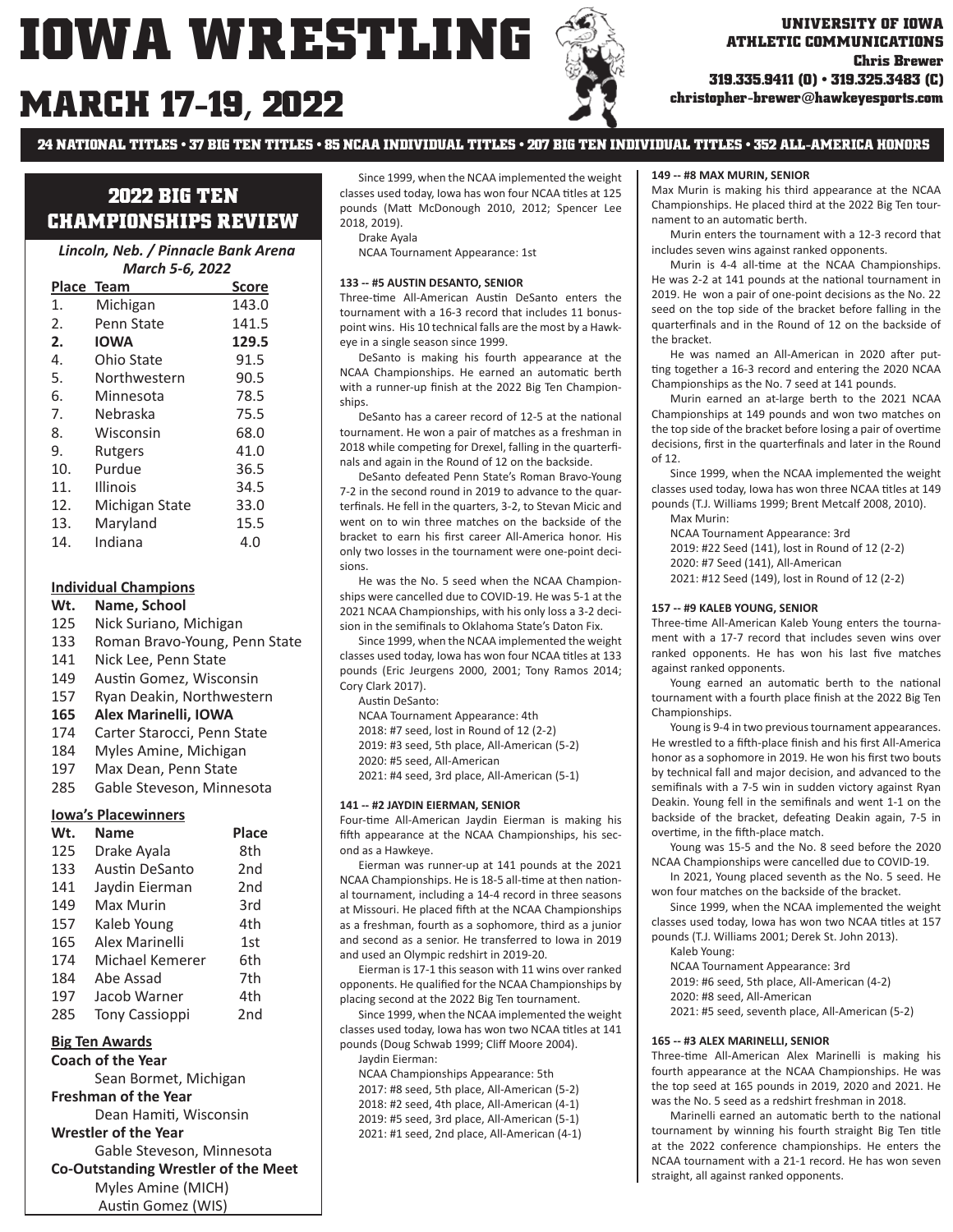# IOWA WRESTLING

# MARCH 17-19, 2022

**UNIVERSITY OF IOWA ATHLETIC COMMUNICATIONS**
**Chris Brewer**
**319.335.9411 (O) • 319.325.3483 (C)**
**christopher-brewer@hawkeyesports.com**

**24 NATIONAL TITLES • 37 BIG TEN TITLES • 85 NCAA INDIVIDUAL TITLES • 207 BIG TEN INDIVIDUAL TITLES • 352 ALL-AMERICA HONORS**

## 2022 BIG TEN CHAMPIONSHIPS REVIEW

*Lincoln, Neb. / Pinnacle Bank Arena*
*March 5-6, 2022*

| Place | Team | Score |
|---|---|---|
| 1. | Michigan | 143.0 |
| 2. | Penn State | 141.5 |
| **2.** | **IOWA** | **129.5** |
| 4. | Ohio State | 91.5 |
| 5. | Northwestern | 90.5 |
| 6. | Minnesota | 78.5 |
| 7. | Nebraska | 75.5 |
| 8. | Wisconsin | 68.0 |
| 9. | Rutgers | 41.0 |
| 10. | Purdue | 36.5 |
| 11. | Illinois | 34.5 |
| 12. | Michigan State | 33.0 |
| 13. | Maryland | 15.5 |
| 14. | Indiana | 4.0 |

**Individual Champions**

| Wt. | Name, School |
|---|---|
| 125 | Nick Suriano, Michigan |
| 133 | Roman Bravo-Young, Penn State |
| 141 | Nick Lee, Penn State |
| 149 | Austin Gomez, Wisconsin |
| 157 | Ryan Deakin, Northwestern |
| **165** | **Alex Marinelli, IOWA** |
| 174 | Carter Starocci, Penn State |
| 184 | Myles Amine, Michigan |
| 197 | Max Dean, Penn State |
| 285 | Gable Steveson, Minnesota |

**Iowa's Placewinners**

| Wt. | Name | Place |
|---|---|---|
| 125 | Drake Ayala | 8th |
| 133 | Austin DeSanto | 2nd |
| 141 | Jaydin Eierman | 2nd |
| 149 | Max Murin | 3rd |
| 157 | Kaleb Young | 4th |
| 165 | Alex Marinelli | 1st |
| 174 | Michael Kemerer | 6th |
| 184 | Abe Assad | 7th |
| 197 | Jacob Warner | 4th |
| 285 | Tony Cassioppi | 2nd |

**Big Ten Awards**

**Coach of the Year**
Sean Bormet, Michigan

**Freshman of the Year**
Dean Hamiti, Wisconsin

**Wrestler of the Year**
Gable Steveson, Minnesota

**Co-Outstanding Wrestler of the Meet**
Myles Amine (MICH)
Austin Gomez (WIS)

Since 1999, when the NCAA implemented the weight classes used today, Iowa has won four NCAA titles at 125 pounds (Matt McDonough 2010, 2012; Spencer Lee 2018, 2019).

Drake Ayala
NCAA Tournament Appearance: 1st

**133 -- #5 AUSTIN DESANTO, SENIOR**

Three-time All-American Austin DeSanto enters the tournament with a 16-3 record that includes 11 bonus-point wins. His 10 technical falls are the most by a Hawkeye in a single season since 1999.

DeSanto is making his fourth appearance at the NCAA Championships. He earned an automatic berth with a runner-up finish at the 2022 Big Ten Championships.

DeSanto has a career record of 12-5 at the national tournament. He won a pair of matches as a freshman in 2018 while competing for Drexel, falling in the quarterfinals and again in the Round of 12 on the backside.

DeSanto defeated Penn State's Roman Bravo-Young 7-2 in the second round in 2019 to advance to the quarterfinals. He fell in the quarters, 3-2, to Stevan Micic and went on to win three matches on the backside of the bracket to earn his first career All-America honor. His only two losses in the tournament were one-point decisions.

He was the No. 5 seed when the NCAA Championships were cancelled due to COVID-19. He was 5-1 at the 2021 NCAA Championships, with his only loss a 3-2 decision in the semifinals to Oklahoma State's Daton Fix.

Since 1999, when the NCAA implemented the weight classes used today, Iowa has won four NCAA titles at 133 pounds (Eric Jeurgens 2000, 2001; Tony Ramos 2014; Cory Clark 2017).

Austin DeSanto:
NCAA Tournament Appearance: 4th
2018: #7 seed, lost in Round of 12 (2-2)
2019: #3 seed, 5th place, All-American (5-2)
2020: #5 seed, All-American
2021: #4 seed, 3rd place, All-American (5-1)

**141 -- #2 JAYDIN EIERMAN, SENIOR**

Four-time All-American Jaydin Eierman is making his fifth appearance at the NCAA Championships, his second as a Hawkeye.

Eierman was runner-up at 141 pounds at the 2021 NCAA Championships. He is 18-5 all-time at then national tournament, including a 14-4 record in three seasons at Missouri. He placed fifth at the NCAA Championships as a freshman, fourth as a sophomore, third as a junior and second as a senior. He transferred to Iowa in 2019 and used an Olympic redshirt in 2019-20.

Eierman is 17-1 this season with 11 wins over ranked opponents. He qualified for the NCAA Championships by placing second at the 2022 Big Ten tournament.

Since 1999, when the NCAA implemented the weight classes used today, Iowa has won two NCAA titles at 141 pounds (Doug Schwab 1999; Cliff Moore 2004).

Jaydin Eierman:
NCAA Championships Appearance: 5th
2017: #8 seed, 5th place, All-American (5-2)
2018: #2 seed, 4th place, All-American (4-1)
2019: #5 seed, 3rd place, All-American (5-1)
2021: #1 seed, 2nd place, All-American (4-1)

**149 -- #8 MAX MURIN, SENIOR**

Max Murin is making his third appearance at the NCAA Championships. He placed third at the 2022 Big Ten tournament to an automatic berth.

Murin enters the tournament with a 12-3 record that includes seven wins against ranked opponents.

Murin is 4-4 all-time at the NCAA Championships. He was 2-2 at 141 pounds at the national tournament in 2019. He won a pair of one-point decisions as the No. 22 seed on the top side of the bracket before falling in the quarterfinals and in the Round of 12 on the backside of the bracket.

He was named an All-American in 2020 after putting together a 16-3 record and entering the 2020 NCAA Championships as the No. 7 seed at 141 pounds.

Murin earned an at-large berth to the 2021 NCAA Championships at 149 pounds and won two matches on the top side of the bracket before losing a pair of overtime decisions, first in the quarterfinals and later in the Round of 12.

Since 1999, when the NCAA implemented the weight classes used today, Iowa has won three NCAA titles at 149 pounds (T.J. Williams 1999; Brent Metcalf 2008, 2010).

Max Murin:
NCAA Tournament Appearance: 3rd
2019: #22 Seed (141), lost in Round of 12 (2-2)
2020: #7 Seed (141), All-American
2021: #12 Seed (149), lost in Round of 12 (2-2)

**157 -- #9 KALEB YOUNG, SENIOR**

Three-time All-American Kaleb Young enters the tournament with a 17-7 record that includes seven wins over ranked opponents. He has won his last five matches against ranked opponents.

Young earned an automatic berth to the national tournament with a fourth place finish at the 2022 Big Ten Championships.

Young is 9-4 in two previous tournament appearances. He wrestled to a fifth-place finish and his first All-America honor as a sophomore in 2019. He won his first two bouts by technical fall and major decision, and advanced to the semifinals with a 7-5 win in sudden victory against Ryan Deakin. Young fell in the semifinals and went 1-1 on the backside of the bracket, defeating Deakin again, 7-5 in overtime, in the fifth-place match.

Young was 15-5 and the No. 8 seed before the 2020 NCAA Championships were cancelled due to COVID-19.

In 2021, Young placed seventh as the No. 5 seed. He won four matches on the backside of the bracket.

Since 1999, when the NCAA implemented the weight classes used today, Iowa has won two NCAA titles at 157 pounds (T.J. Williams 2001; Derek St. John 2013).

Kaleb Young:
NCAA Tournament Appearance: 3rd
2019: #6 seed, 5th place, All-American (4-2)
2020: #8 seed, All-American
2021: #5 seed, seventh place, All-American (5-2)

**165 -- #3 ALEX MARINELLI, SENIOR**

Three-time All-American Alex Marinelli is making his fourth appearance at the NCAA Championships. He was the top seed at 165 pounds in 2019, 2020 and 2021. He was the No. 5 seed as a redshirt freshman in 2018.

Marinelli earned an automatic berth to the national tournament by winning his fourth straight Big Ten title at the 2022 conference championships. He enters the NCAA tournament with a 21-1 record. He has won seven straight, all against ranked opponents.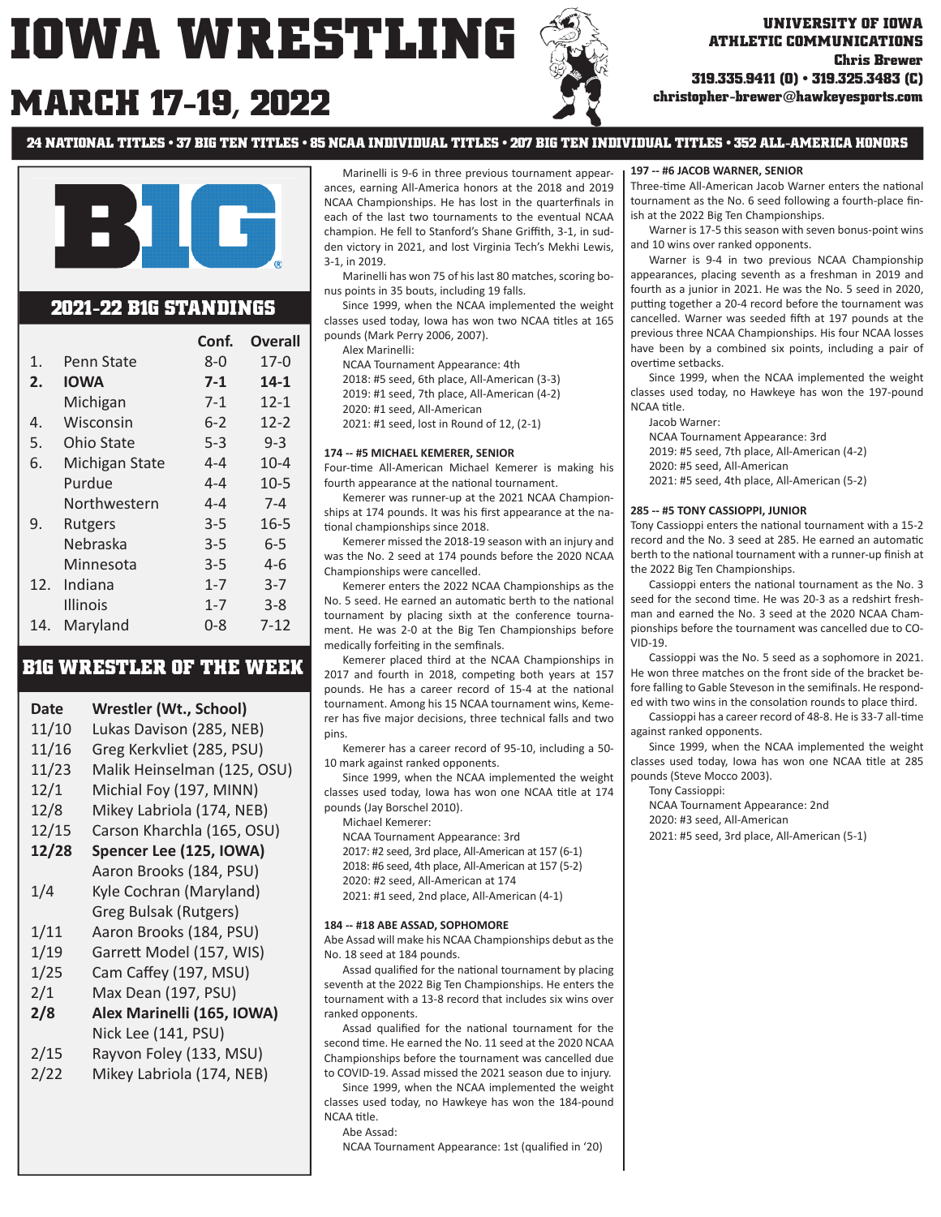# IOWA WRESTLING

## MARCH 17-19, 2022

UNIVERSITY OF IOWA
ATHLETIC COMMUNICATIONS
Chris Brewer
319.335.9411 (O) • 319.325.3483 (C)
christopher-brewer@hawkeyesports.com

**24 NATIONAL TITLES • 37 BIG TEN TITLES • 85 NCAA INDIVIDUAL TITLES • 207 BIG TEN INDIVIDUAL TITLES • 352 ALL-AMERICA HONORS**

## 2021-22 B1G STANDINGS

| | | Conf. | Overall |
|---|---|---|---|
| 1. | Penn State | 8-0 | 17-0 |
| **2.** | **IOWA** | **7-1** | **14-1** |
| | Michigan | 7-1 | 12-1 |
| 4. | Wisconsin | 6-2 | 12-2 |
| 5. | Ohio State | 5-3 | 9-3 |
| 6. | Michigan State | 4-4 | 10-4 |
| | Purdue | 4-4 | 10-5 |
| | Northwestern | 4-4 | 7-4 |
| 9. | Rutgers | 3-5 | 16-5 |
| | Nebraska | 3-5 | 6-5 |
| | Minnesota | 3-5 | 4-6 |
| 12. | Indiana | 1-7 | 3-7 |
| | Illinois | 1-7 | 3-8 |
| 14. | Maryland | 0-8 | 7-12 |

## B1G WRESTLER OF THE WEEK

| Date | Wrestler (Wt., School) |
|---|---|
| 11/10 | Lukas Davison (285, NEB) |
| 11/16 | Greg Kerkvliet (285, PSU) |
| 11/23 | Malik Heinselman (125, OSU) |
| 12/1 | Michial Foy (197, MINN) |
| 12/8 | Mikey Labriola (174, NEB) |
| 12/15 | Carson Kharchla (165, OSU) |
| **12/28** | **Spencer Lee (125, IOWA)** |
| | Aaron Brooks (184, PSU) |
| 1/4 | Kyle Cochran (Maryland) |
| | Greg Bulsak (Rutgers) |
| 1/11 | Aaron Brooks (184, PSU) |
| 1/19 | Garrett Model (157, WIS) |
| 1/25 | Cam Caffey (197, MSU) |
| 2/1 | Max Dean (197, PSU) |
| **2/8** | **Alex Marinelli (165, IOWA)** |
| | Nick Lee (141, PSU) |
| 2/15 | Rayvon Foley (133, MSU) |
| 2/22 | Mikey Labriola (174, NEB) |

Marinelli is 9-6 in three previous tournament appearances, earning All-America honors at the 2018 and 2019 NCAA Championships. He has lost in the quarterfinals in each of the last two tournaments to the eventual NCAA champion. He fell to Stanford's Shane Griffith, 3-1, in sudden victory in 2021, and lost Virginia Tech's Mekhi Lewis, 3-1, in 2019.

Marinelli has won 75 of his last 80 matches, scoring bonus points in 35 bouts, including 19 falls.

Since 1999, when the NCAA implemented the weight classes used today, Iowa has won two NCAA titles at 165 pounds (Mark Perry 2006, 2007).

Alex Marinelli:
NCAA Tournament Appearance: 4th
2018: #5 seed, 6th place, All-American (3-3)
2019: #1 seed, 7th place, All-American (4-2)
2020: #1 seed, All-American
2021: #1 seed, lost in Round of 12, (2-1)

### 174 -- #5 MICHAEL KEMERER, SENIOR

Four-time All-American Michael Kemerer is making his fourth appearance at the national tournament.

Kemerer was runner-up at the 2021 NCAA Championships at 174 pounds. It was his first appearance at the national championships since 2018.

Kemerer missed the 2018-19 season with an injury and was the No. 2 seed at 174 pounds before the 2020 NCAA Championships were cancelled.

Kemerer enters the 2022 NCAA Championships as the No. 5 seed. He earned an automatic berth to the national tournament by placing sixth at the conference tournament. He was 2-0 at the Big Ten Championships before medically forfeiting in the semifinals.

Kemerer placed third at the NCAA Championships in 2017 and fourth in 2018, competing both years at 157 pounds. He has a career record of 15-4 at the national tournament. Among his 15 NCAA tournament wins, Kemerer has five major decisions, three technical falls and two pins.

Kemerer has a career record of 95-10, including a 50-10 mark against ranked opponents.

Since 1999, when the NCAA implemented the weight classes used today, Iowa has won one NCAA title at 174 pounds (Jay Borschel 2010).

Michael Kemerer:
NCAA Tournament Appearance: 3rd
2017: #2 seed, 3rd place, All-American at 157 (6-1)
2018: #6 seed, 4th place, All-American at 157 (5-2)
2020: #2 seed, All-American at 174
2021: #1 seed, 2nd place, All-American (4-1)

### 184 -- #18 ABE ASSAD, SOPHOMORE

Abe Assad will make his NCAA Championships debut as the No. 18 seed at 184 pounds.

Assad qualified for the national tournament by placing seventh at the 2022 Big Ten Championships. He enters the tournament with a 13-8 record that includes six wins over ranked opponents.

Assad qualified for the national tournament for the second time. He earned the No. 11 seed at the 2020 NCAA Championships before the tournament was cancelled due to COVID-19. Assad missed the 2021 season due to injury.

Since 1999, when the NCAA implemented the weight classes used today, no Hawkeye has won the 184-pound NCAA title.

Abe Assad:
NCAA Tournament Appearance: 1st (qualified in '20)

### 197 -- #6 JACOB WARNER, SENIOR

Three-time All-American Jacob Warner enters the national tournament as the No. 6 seed following a fourth-place finish at the 2022 Big Ten Championships.

Warner is 17-5 this season with seven bonus-point wins and 10 wins over ranked opponents.

Warner is 9-4 in two previous NCAA Championship appearances, placing seventh as a freshman in 2019 and fourth as a junior in 2021. He was the No. 5 seed in 2020, putting together a 20-4 record before the tournament was cancelled. Warner was seeded fifth at 197 pounds at the previous three NCAA Championships. His four NCAA losses have been by a combined six points, including a pair of overtime setbacks.

Since 1999, when the NCAA implemented the weight classes used today, no Hawkeye has won the 197-pound NCAA title.

Jacob Warner:
NCAA Tournament Appearance: 3rd
2019: #5 seed, 7th place, All-American (4-2)
2020: #5 seed, All-American
2021: #5 seed, 4th place, All-American (5-2)

### 285 -- #5 TONY CASSIOPPI, JUNIOR

Tony Cassioppi enters the national tournament with a 15-2 record and the No. 3 seed at 285. He earned an automatic berth to the national tournament with a runner-up finish at the 2022 Big Ten Championships.

Cassioppi enters the national tournament as the No. 3 seed for the second time. He was 20-3 as a redshirt freshman and earned the No. 3 seed at the 2020 NCAA Championships before the tournament was cancelled due to COVID-19.

Cassioppi was the No. 5 seed as a sophomore in 2021. He won three matches on the front side of the bracket before falling to Gable Steveson in the semifinals. He responded with two wins in the consolation rounds to place third.

Cassioppi has a career record of 48-8. He is 33-7 all-time against ranked opponents.

Since 1999, when the NCAA implemented the weight classes used today, Iowa has won one NCAA title at 285 pounds (Steve Mocco 2003).

Tony Cassioppi:
NCAA Tournament Appearance: 2nd
2020: #3 seed, All-American
2021: #5 seed, 3rd place, All-American (5-1)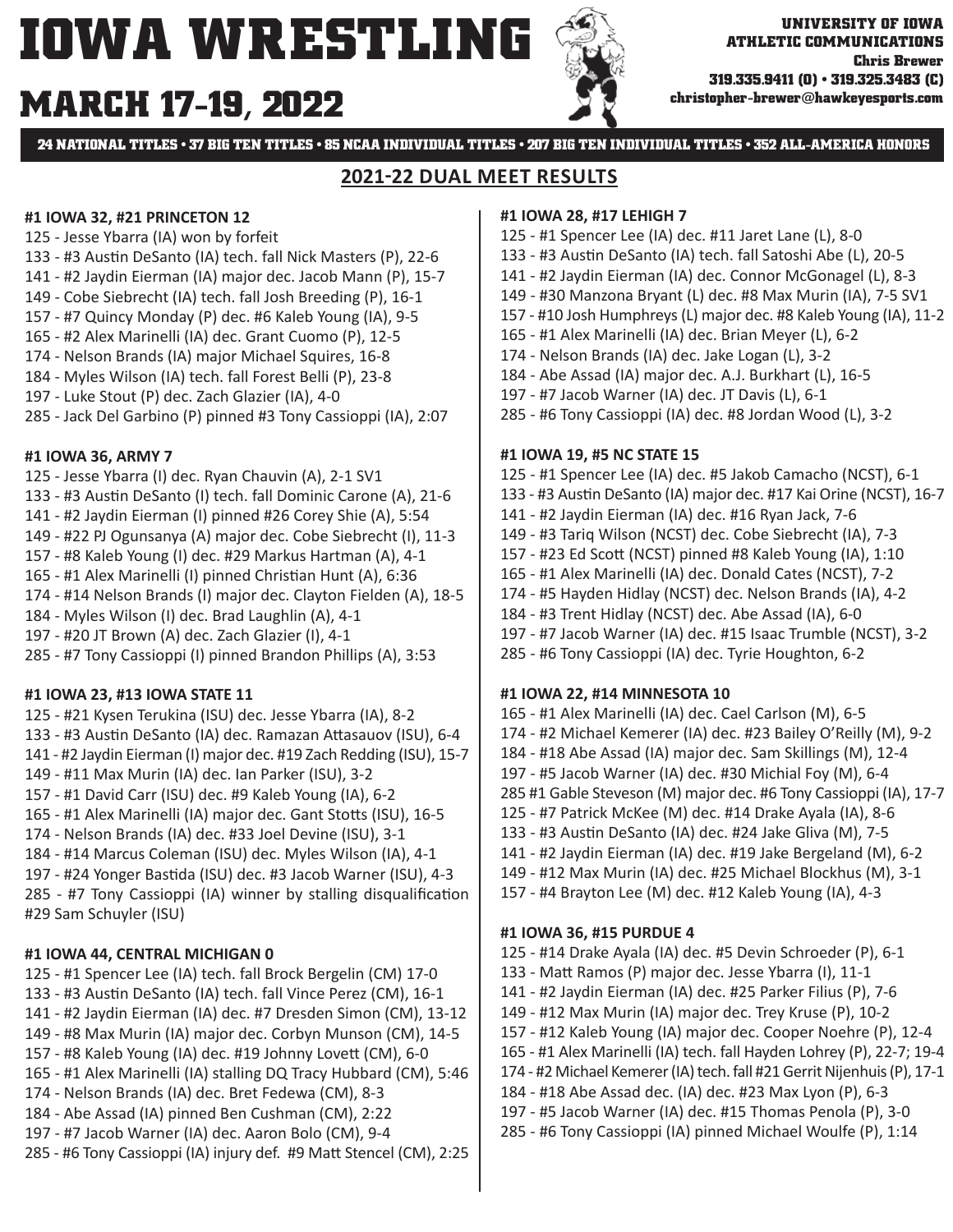# IOWA WRESTLING

# MARCH 17-19, 2022

**UNIVERSITY OF IOWA ATHLETIC COMMUNICATIONS**
**Chris Brewer**
**319.335.9411 (O) • 319.325.3483 (C)**
**christopher-brewer@hawkeyesports.com**

**24 NATIONAL TITLES • 37 BIG TEN TITLES • 85 NCAA INDIVIDUAL TITLES • 207 BIG TEN INDIVIDUAL TITLES • 352 ALL-AMERICA HONORS**

## 2021-22 DUAL MEET RESULTS

**#1 IOWA 32, #21 PRINCETON 12**
125 - Jesse Ybarra (IA) won by forfeit
133 - #3 Austin DeSanto (IA) tech. fall Nick Masters (P), 22-6
141 - #2 Jaydin Eierman (IA) major dec. Jacob Mann (P), 15-7
149 - Cobe Siebrecht (IA) tech. fall Josh Breeding (P), 16-1
157 - #7 Quincy Monday (P) dec. #6 Kaleb Young (IA), 9-5
165 - #2 Alex Marinelli (IA) dec. Grant Cuomo (P), 12-5
174 - Nelson Brands (IA) major Michael Squires, 16-8
184 - Myles Wilson (IA) tech. fall Forest Belli (P), 23-8
197 - Luke Stout (P) dec. Zach Glazier (IA), 4-0
285 - Jack Del Garbino (P) pinned #3 Tony Cassioppi (IA), 2:07

**#1 IOWA 36, ARMY 7**
125 - Jesse Ybarra (I) dec. Ryan Chauvin (A), 2-1 SV1
133 - #3 Austin DeSanto (I) tech. fall Dominic Carone (A), 21-6
141 - #2 Jaydin Eierman (I) pinned #26 Corey Shie (A), 5:54
149 - #22 PJ Ogunsanya (A) major dec. Cobe Siebrecht (I), 11-3
157 - #8 Kaleb Young (I) dec. #29 Markus Hartman (A), 4-1
165 - #1 Alex Marinelli (I) pinned Christian Hunt (A), 6:36
174 - #14 Nelson Brands (I) major dec. Clayton Fielden (A), 18-5
184 - Myles Wilson (I) dec. Brad Laughlin (A), 4-1
197 - #20 JT Brown (A) dec. Zach Glazier (I), 4-1
285 - #7 Tony Cassioppi (I) pinned Brandon Phillips (A), 3:53

**#1 IOWA 23, #13 IOWA STATE 11**
125 - #21 Kysen Terukina (ISU) dec. Jesse Ybarra (IA), 8-2
133 - #3 Austin DeSanto (IA) dec. Ramazan Attasauov (ISU), 6-4
141 - #2 Jaydin Eierman (I) major dec. #19 Zach Redding (ISU), 15-7
149 - #11 Max Murin (IA) dec. Ian Parker (ISU), 3-2
157 - #1 David Carr (ISU) dec. #9 Kaleb Young (IA), 6-2
165 - #1 Alex Marinelli (IA) major dec. Gant Stotts (ISU), 16-5
174 - Nelson Brands (IA) dec. #33 Joel Devine (ISU), 3-1
184 - #14 Marcus Coleman (ISU) dec. Myles Wilson (IA), 4-1
197 - #24 Yonger Bastida (ISU) dec. #3 Jacob Warner (ISU), 4-3
285 - #7 Tony Cassioppi (IA) winner by stalling disqualification #29 Sam Schuyler (ISU)

**#1 IOWA 44, CENTRAL MICHIGAN 0**
125 - #1 Spencer Lee (IA) tech. fall Brock Bergelin (CM) 17-0
133 - #3 Austin DeSanto (IA) tech. fall Vince Perez (CM), 16-1
141 - #2 Jaydin Eierman (IA) dec. #7 Dresden Simon (CM), 13-12
149 - #8 Max Murin (IA) major dec. Corbyn Munson (CM), 14-5
157 - #8 Kaleb Young (IA) dec. #19 Johnny Lovett (CM), 6-0
165 - #1 Alex Marinelli (IA) stalling DQ Tracy Hubbard (CM), 5:46
174 - Nelson Brands (IA) dec. Bret Fedewa (CM), 8-3
184 - Abe Assad (IA) pinned Ben Cushman (CM), 2:22
197 - #7 Jacob Warner (IA) dec. Aaron Bolo (CM), 9-4
285 - #6 Tony Cassioppi (IA) injury def. #9 Matt Stencel (CM), 2:25

**#1 IOWA 28, #17 LEHIGH 7**
125 - #1 Spencer Lee (IA) dec. #11 Jaret Lane (L), 8-0
133 - #3 Austin DeSanto (IA) tech. fall Satoshi Abe (L), 20-5
141 - #2 Jaydin Eierman (IA) dec. Connor McGonagel (L), 8-3
149 - #30 Manzona Bryant (L) dec. #8 Max Murin (IA), 7-5 SV1
157 - #10 Josh Humphreys (L) major dec. #8 Kaleb Young (IA), 11-2
165 - #1 Alex Marinelli (IA) dec. Brian Meyer (L), 6-2
174 - Nelson Brands (IA) dec. Jake Logan (L), 3-2
184 - Abe Assad (IA) major dec. A.J. Burkhart (L), 16-5
197 - #7 Jacob Warner (IA) dec. JT Davis (L), 6-1
285 - #6 Tony Cassioppi (IA) dec. #8 Jordan Wood (L), 3-2

**#1 IOWA 19, #5 NC STATE 15**
125 - #1 Spencer Lee (IA) dec. #5 Jakob Camacho (NCST), 6-1
133 - #3 Austin DeSanto (IA) major dec. #17 Kai Orine (NCST), 16-7
141 - #2 Jaydin Eierman (IA) dec. #16 Ryan Jack, 7-6
149 - #3 Tariq Wilson (NCST) dec. Cobe Siebrecht (IA), 7-3
157 - #23 Ed Scott (NCST) pinned #8 Kaleb Young (IA), 1:10
165 - #1 Alex Marinelli (IA) dec. Donald Cates (NCST), 7-2
174 - #5 Hayden Hidlay (NCST) dec. Nelson Brands (IA), 4-2
184 - #3 Trent Hidlay (NCST) dec. Abe Assad (IA), 6-0
197 - #7 Jacob Warner (IA) dec. #15 Isaac Trumble (NCST), 3-2
285 - #6 Tony Cassioppi (IA) dec. Tyrie Houghton, 6-2

**#1 IOWA 22, #14 MINNESOTA 10**
165 - #1 Alex Marinelli (IA) dec. Cael Carlson (M), 6-5
174 - #2 Michael Kemerer (IA) dec. #23 Bailey O'Reilly (M), 9-2
184 - #18 Abe Assad (IA) major dec. Sam Skillings (M), 12-4
197 - #5 Jacob Warner (IA) dec. #30 Michial Foy (M), 6-4
285 #1 Gable Steveson (M) major dec. #6 Tony Cassioppi (IA), 17-7
125 - #7 Patrick McKee (M) dec. #14 Drake Ayala (IA), 8-6
133 - #3 Austin DeSanto (IA) dec. #24 Jake Gliva (M), 7-5
141 - #2 Jaydin Eierman (IA) dec. #19 Jake Bergeland (M), 6-2
149 - #12 Max Murin (IA) dec. #25 Michael Blockhus (M), 3-1
157 - #4 Brayton Lee (M) dec. #12 Kaleb Young (IA), 4-3

**#1 IOWA 36, #15 PURDUE 4**
125 - #14 Drake Ayala (IA) dec. #5 Devin Schroeder (P), 6-1
133 - Matt Ramos (P) major dec. Jesse Ybarra (I), 11-1
141 - #2 Jaydin Eierman (IA) dec. #25 Parker Filius (P), 7-6
149 - #12 Max Murin (IA) major dec. Trey Kruse (P), 10-2
157 - #12 Kaleb Young (IA) major dec. Cooper Noehre (P), 12-4
165 - #1 Alex Marinelli (IA) tech. fall Hayden Lohrey (P), 22-7; 19-4
174 - #2 Michael Kemerer (IA) tech. fall #21 Gerrit Nijenhuis (P), 17-1
184 - #18 Abe Assad dec. (IA) dec. #23 Max Lyon (P), 6-3
197 - #5 Jacob Warner (IA) dec. #15 Thomas Penola (P), 3-0
285 - #6 Tony Cassioppi (IA) pinned Michael Woulfe (P), 1:14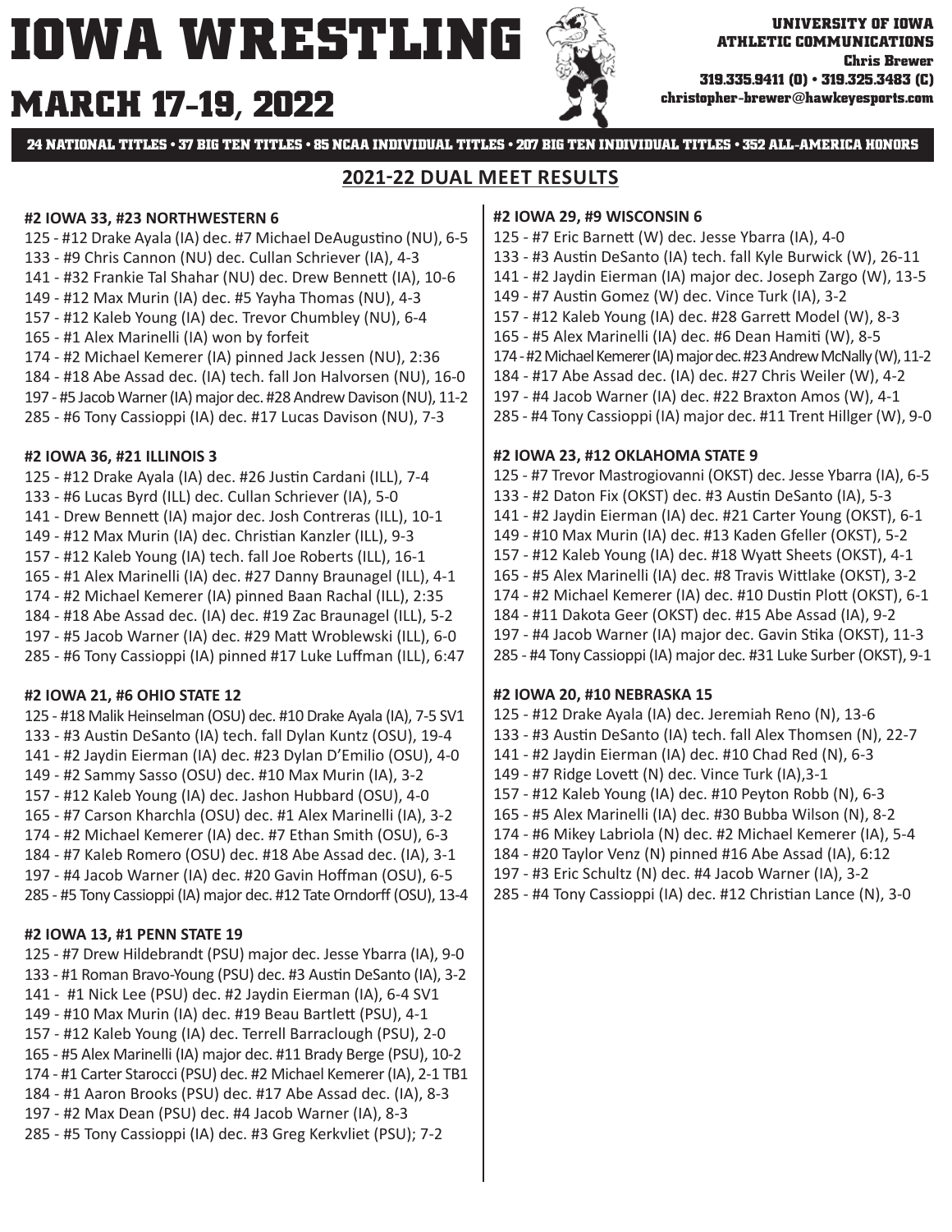# IOWA WRESTLING

## MARCH 17-19, 2022

**UNIVERSITY OF IOWA ATHLETIC COMMUNICATIONS**
**Chris Brewer**
**319.335.9411 (O) • 319.325.3483 (C)**
**christopher-brewer@hawkeyesports.com**

**24 NATIONAL TITLES • 37 BIG TEN TITLES • 85 NCAA INDIVIDUAL TITLES • 207 BIG TEN INDIVIDUAL TITLES • 352 ALL-AMERICA HONORS**

## 2021-22 DUAL MEET RESULTS

**#2 IOWA 33, #23 NORTHWESTERN 6**
125 - #12 Drake Ayala (IA) dec. #7 Michael DeAugustino (NU), 6-5
133 - #9 Chris Cannon (NU) dec. Cullan Schriever (IA), 4-3
141 - #32 Frankie Tal Shahar (NU) dec. Drew Bennett (IA), 10-6
149 - #12 Max Murin (IA) dec. #5 Yayha Thomas (NU), 4-3
157 - #12 Kaleb Young (IA) dec. Trevor Chumbley (NU), 6-4
165 - #1 Alex Marinelli (IA) won by forfeit
174 - #2 Michael Kemerer (IA) pinned Jack Jessen (NU), 2:36
184 - #18 Abe Assad dec. (IA) tech. fall Jon Halvorsen (NU), 16-0
197 - #5 Jacob Warner (IA) major dec. #28 Andrew Davison (NU), 11-2
285 - #6 Tony Cassioppi (IA) dec. #17 Lucas Davison (NU), 7-3

**#2 IOWA 36, #21 ILLINOIS 3**
125 - #12 Drake Ayala (IA) dec. #26 Justin Cardani (ILL), 7-4
133 - #6 Lucas Byrd (ILL) dec. Cullan Schriever (IA), 5-0
141 - Drew Bennett (IA) major dec. Josh Contreras (ILL), 10-1
149 - #12 Max Murin (IA) dec. Christian Kanzler (ILL), 9-3
157 - #12 Kaleb Young (IA) tech. fall Joe Roberts (ILL), 16-1
165 - #1 Alex Marinelli (IA) dec. #27 Danny Braunagel (ILL), 4-1
174 - #2 Michael Kemerer (IA) pinned Baan Rachal (ILL), 2:35
184 - #18 Abe Assad dec. (IA) dec. #19 Zac Braunagel (ILL), 5-2
197 - #5 Jacob Warner (IA) dec. #29 Matt Wroblewski (ILL), 6-0
285 - #6 Tony Cassioppi (IA) pinned #17 Luke Luffman (ILL), 6:47

**#2 IOWA 21, #6 OHIO STATE 12**
125 - #18 Malik Heinselman (OSU) dec. #10 Drake Ayala (IA), 7-5 SV1
133 - #3 Austin DeSanto (IA) tech. fall Dylan Kuntz (OSU), 19-4
141 - #2 Jaydin Eierman (IA) dec. #23 Dylan D'Emilio (OSU), 4-0
149 - #2 Sammy Sasso (OSU) dec. #10 Max Murin (IA), 3-2
157 - #12 Kaleb Young (IA) dec. Jashon Hubbard (OSU), 4-0
165 - #7 Carson Kharchla (OSU) dec. #1 Alex Marinelli (IA), 3-2
174 - #2 Michael Kemerer (IA) dec. #7 Ethan Smith (OSU), 6-3
184 - #7 Kaleb Romero (OSU) dec. #18 Abe Assad dec. (IA), 3-1
197 - #4 Jacob Warner (IA) dec. #20 Gavin Hoffman (OSU), 6-5
285 - #5 Tony Cassioppi (IA) major dec. #12 Tate Orndorff (OSU), 13-4

**#2 IOWA 13, #1 PENN STATE 19**
125 - #7 Drew Hildebrandt (PSU) major dec. Jesse Ybarra (IA), 9-0
133 - #1 Roman Bravo-Young (PSU) dec. #3 Austin DeSanto (IA), 3-2
141 - #1 Nick Lee (PSU) dec. #2 Jaydin Eierman (IA), 6-4 SV1
149 - #10 Max Murin (IA) dec. #19 Beau Bartlett (PSU), 4-1
157 - #12 Kaleb Young (IA) dec. Terrell Barraclough (PSU), 2-0
165 - #5 Alex Marinelli (IA) major dec. #11 Brady Berge (PSU), 10-2
174 - #1 Carter Starocci (PSU) dec. #2 Michael Kemerer (IA), 2-1 TB1
184 - #1 Aaron Brooks (PSU) dec. #17 Abe Assad dec. (IA), 8-3
197 - #2 Max Dean (PSU) dec. #4 Jacob Warner (IA), 8-3
285 - #5 Tony Cassioppi (IA) dec. #3 Greg Kerkvliet (PSU); 7-2

**#2 IOWA 29, #9 WISCONSIN 6**
125 - #7 Eric Barnett (W) dec. Jesse Ybarra (IA), 4-0
133 - #3 Austin DeSanto (IA) tech. fall Kyle Burwick (W), 26-11
141 - #2 Jaydin Eierman (IA) major dec. Joseph Zargo (W), 13-5
149 - #7 Austin Gomez (W) dec. Vince Turk (IA), 3-2
157 - #12 Kaleb Young (IA) dec. #28 Garrett Model (W), 8-3
165 - #5 Alex Marinelli (IA) dec. #6 Dean Hamiti (W), 8-5
174 - #2 Michael Kemerer (IA) major dec. #23 Andrew McNally (W), 11-2
184 - #17 Abe Assad dec. (IA) dec. #27 Chris Weiler (W), 4-2
197 - #4 Jacob Warner (IA) dec. #22 Braxton Amos (W), 4-1
285 - #4 Tony Cassioppi (IA) major dec. #11 Trent Hillger (W), 9-0

**#2 IOWA 23, #12 OKLAHOMA STATE 9**
125 - #7 Trevor Mastrogiovanni (OKST) dec. Jesse Ybarra (IA), 6-5
133 - #2 Daton Fix (OKST) dec. #3 Austin DeSanto (IA), 5-3
141 - #2 Jaydin Eierman (IA) dec. #21 Carter Young (OKST), 6-1
149 - #10 Max Murin (IA) dec. #13 Kaden Gfeller (OKST), 5-2
157 - #12 Kaleb Young (IA) dec. #18 Wyatt Sheets (OKST), 4-1
165 - #5 Alex Marinelli (IA) dec. #8 Travis Wittlake (OKST), 3-2
174 - #2 Michael Kemerer (IA) dec. #10 Dustin Plott (OKST), 6-1
184 - #11 Dakota Geer (OKST) dec. #15 Abe Assad (IA), 9-2
197 - #4 Jacob Warner (IA) major dec. Gavin Stika (OKST), 11-3
285 - #4 Tony Cassioppi (IA) major dec. #31 Luke Surber (OKST), 9-1

**#2 IOWA 20, #10 NEBRASKA 15**
125 - #12 Drake Ayala (IA) dec. Jeremiah Reno (N), 13-6
133 - #3 Austin DeSanto (IA) tech. fall Alex Thomsen (N), 22-7
141 - #2 Jaydin Eierman (IA) dec. #10 Chad Red (N), 6-3
149 - #7 Ridge Lovett (N) dec. Vince Turk (IA),3-1
157 - #12 Kaleb Young (IA) dec. #10 Peyton Robb (N), 6-3
165 - #5 Alex Marinelli (IA) dec. #30 Bubba Wilson (N), 8-2
174 - #6 Mikey Labriola (N) dec. #2 Michael Kemerer (IA), 5-4
184 - #20 Taylor Venz (N) pinned #16 Abe Assad (IA), 6:12
197 - #3 Eric Schultz (N) dec. #4 Jacob Warner (IA), 3-2
285 - #4 Tony Cassioppi (IA) dec. #12 Christian Lance (N), 3-0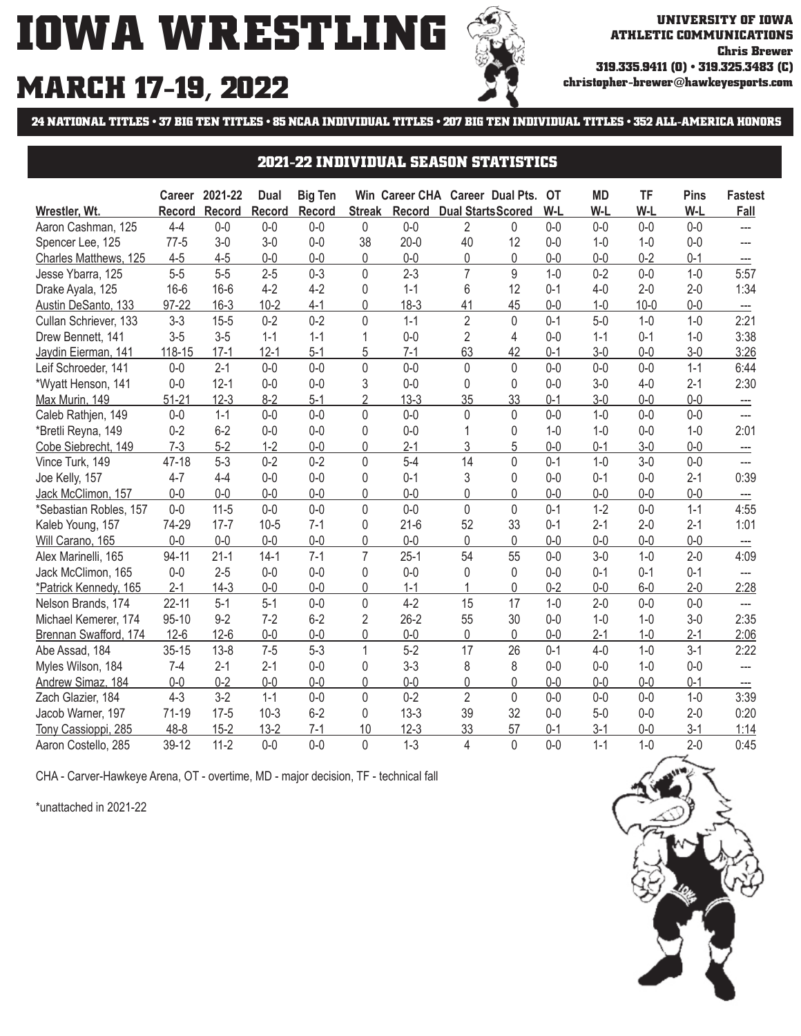# IOWA WRESTLING

## MARCH 17-19, 2022

**UNIVERSITY OF IOWA ATHLETIC COMMUNICATIONS**
**Chris Brewer**
**319.335.9411 (O) • 319.325.3483 (C)**
**christopher-brewer@hawkeyesports.com**

**24 NATIONAL TITLES • 37 BIG TEN TITLES • 85 NCAA INDIVIDUAL TITLES • 207 BIG TEN INDIVIDUAL TITLES • 352 ALL-AMERICA HONORS**

## 2021-22 INDIVIDUAL SEASON STATISTICS

| Wrestler, Wt. | Career Record | 2021-22 Record | Dual Record | Big Ten Record | Win Streak | Career CHA Record | Career Dual Starts | Dual Pts. Scored | OT W-L | MD W-L | TF W-L | Pins W-L | Fastest Fall |
|---|---|---|---|---|---|---|---|---|---|---|---|---|---|
| Aaron Cashman, 125 | 4-4 | 0-0 | 0-0 | 0-0 | 0 | 0-0 | 2 | 0 | 0-0 | 0-0 | 0-0 | 0-0 | --- |
| Spencer Lee, 125 | 77-5 | 3-0 | 3-0 | 0-0 | 38 | 20-0 | 40 | 12 | 0-0 | 1-0 | 1-0 | 0-0 | --- |
| Charles Matthews, 125 | 4-5 | 4-5 | 0-0 | 0-0 | 0 | 0-0 | 0 | 0 | 0-0 | 0-0 | 0-2 | 0-1 | --- |
| Jesse Ybarra, 125 | 5-5 | 5-5 | 2-5 | 0-3 | 0 | 2-3 | 7 | 9 | 1-0 | 0-2 | 0-0 | 1-0 | 5:57 |
| Drake Ayala, 125 | 16-6 | 16-6 | 4-2 | 4-2 | 0 | 1-1 | 6 | 12 | 0-1 | 4-0 | 2-0 | 2-0 | 1:34 |
| Austin DeSanto, 133 | 97-22 | 16-3 | 10-2 | 4-1 | 0 | 18-3 | 41 | 45 | 0-0 | 1-0 | 10-0 | 0-0 | --- |
| Cullan Schriever, 133 | 3-3 | 15-5 | 0-2 | 0-2 | 0 | 1-1 | 2 | 0 | 0-1 | 5-0 | 1-0 | 1-0 | 2:21 |
| Drew Bennett, 141 | 3-5 | 3-5 | 1-1 | 1-1 | 1 | 0-0 | 2 | 4 | 0-0 | 1-1 | 0-1 | 1-0 | 3:38 |
| Jaydin Eierman, 141 | 118-15 | 17-1 | 12-1 | 5-1 | 5 | 7-1 | 63 | 42 | 0-1 | 3-0 | 0-0 | 3-0 | 3:26 |
| Leif Schroeder, 141 | 0-0 | 2-1 | 0-0 | 0-0 | 0 | 0-0 | 0 | 0 | 0-0 | 0-0 | 0-0 | 1-1 | 6:44 |
| *Wyatt Henson, 141 | 0-0 | 12-1 | 0-0 | 0-0 | 3 | 0-0 | 0 | 0 | 0-0 | 3-0 | 4-0 | 2-1 | 2:30 |
| Max Murin, 149 | 51-21 | 12-3 | 8-2 | 5-1 | 2 | 13-3 | 35 | 33 | 0-1 | 3-0 | 0-0 | 0-0 | --- |
| Caleb Rathjen, 149 | 0-0 | 1-1 | 0-0 | 0-0 | 0 | 0-0 | 0 | 0 | 0-0 | 1-0 | 0-0 | 0-0 | --- |
| *Bretli Reyna, 149 | 0-2 | 6-2 | 0-0 | 0-0 | 0 | 0-0 | 1 | 0 | 1-0 | 1-0 | 0-0 | 1-0 | 2:01 |
| Cobe Siebrecht, 149 | 7-3 | 5-2 | 1-2 | 0-0 | 0 | 2-1 | 3 | 5 | 0-0 | 0-1 | 3-0 | 0-0 | --- |
| Vince Turk, 149 | 47-18 | 5-3 | 0-2 | 0-2 | 0 | 5-4 | 14 | 0 | 0-1 | 1-0 | 3-0 | 0-0 | --- |
| Joe Kelly, 157 | 4-7 | 4-4 | 0-0 | 0-0 | 0 | 0-1 | 3 | 0 | 0-0 | 0-1 | 0-0 | 2-1 | 0:39 |
| Jack McClimon, 157 | 0-0 | 0-0 | 0-0 | 0-0 | 0 | 0-0 | 0 | 0 | 0-0 | 0-0 | 0-0 | 0-0 | --- |
| *Sebastian Robles, 157 | 0-0 | 11-5 | 0-0 | 0-0 | 0 | 0-0 | 0 | 0 | 0-1 | 1-2 | 0-0 | 1-1 | 4:55 |
| Kaleb Young, 157 | 74-29 | 17-7 | 10-5 | 7-1 | 0 | 21-6 | 52 | 33 | 0-1 | 2-1 | 2-0 | 2-1 | 1:01 |
| Will Carano, 165 | 0-0 | 0-0 | 0-0 | 0-0 | 0 | 0-0 | 0 | 0 | 0-0 | 0-0 | 0-0 | 0-0 | --- |
| Alex Marinelli, 165 | 94-11 | 21-1 | 14-1 | 7-1 | 7 | 25-1 | 54 | 55 | 0-0 | 3-0 | 1-0 | 2-0 | 4:09 |
| Jack McClimon, 165 | 0-0 | 2-5 | 0-0 | 0-0 | 0 | 0-0 | 0 | 0 | 0-0 | 0-1 | 0-1 | 0-1 | --- |
| *Patrick Kennedy, 165 | 2-1 | 14-3 | 0-0 | 0-0 | 0 | 1-1 | 1 | 0 | 0-2 | 0-0 | 6-0 | 2-0 | 2:28 |
| Nelson Brands, 174 | 22-11 | 5-1 | 5-1 | 0-0 | 0 | 4-2 | 15 | 17 | 1-0 | 2-0 | 0-0 | 0-0 | --- |
| Michael Kemerer, 174 | 95-10 | 9-2 | 7-2 | 6-2 | 2 | 26-2 | 55 | 30 | 0-0 | 1-0 | 1-0 | 3-0 | 2:35 |
| Brennan Swafford, 174 | 12-6 | 12-6 | 0-0 | 0-0 | 0 | 0-0 | 0 | 0 | 0-0 | 2-1 | 1-0 | 2-1 | 2:06 |
| Abe Assad, 184 | 35-15 | 13-8 | 7-5 | 5-3 | 1 | 5-2 | 17 | 26 | 0-1 | 4-0 | 1-0 | 3-1 | 2:22 |
| Myles Wilson, 184 | 7-4 | 2-1 | 2-1 | 0-0 | 0 | 3-3 | 8 | 8 | 0-0 | 0-0 | 1-0 | 0-0 | --- |
| Andrew Simaz, 184 | 0-0 | 0-2 | 0-0 | 0-0 | 0 | 0-0 | 0 | 0 | 0-0 | 0-0 | 0-0 | 0-1 | --- |
| Zach Glazier, 184 | 4-3 | 3-2 | 1-1 | 0-0 | 0 | 0-2 | 2 | 0 | 0-0 | 0-0 | 0-0 | 1-0 | 3:39 |
| Jacob Warner, 197 | 71-19 | 17-5 | 10-3 | 6-2 | 0 | 13-3 | 39 | 32 | 0-0 | 5-0 | 0-0 | 2-0 | 0:20 |
| Tony Cassioppi, 285 | 48-8 | 15-2 | 13-2 | 7-1 | 10 | 12-3 | 33 | 57 | 0-1 | 3-1 | 0-0 | 3-1 | 1:14 |
| Aaron Costello, 285 | 39-12 | 11-2 | 0-0 | 0-0 | 0 | 1-3 | 4 | 0 | 0-0 | 1-1 | 1-0 | 2-0 | 0:45 |

CHA - Carver-Hawkeye Arena, OT - overtime, MD - major decision, TF - technical fall

*unattached in 2021-22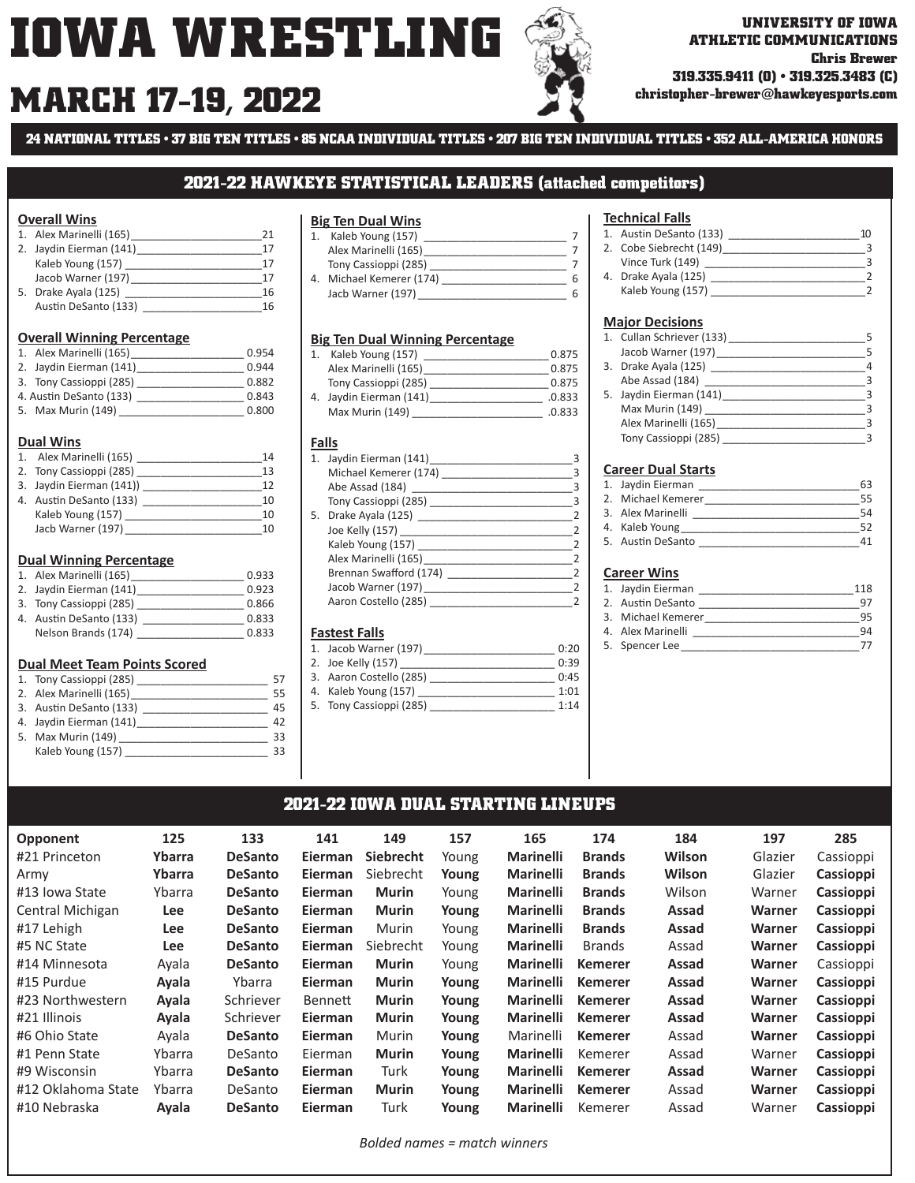# IOWA WRESTLING

## MARCH 17-19, 2022

**UNIVERSITY OF IOWA ATHLETIC COMMUNICATIONS**
**Chris Brewer**
**319.335.9411 (O) • 319.325.3483 (C)**
**christopher-brewer@hawkeyesports.com**

**24 NATIONAL TITLES • 37 BIG TEN TITLES • 85 NCAA INDIVIDUAL TITLES • 207 BIG TEN INDIVIDUAL TITLES • 352 ALL-AMERICA HONORS**

## 2021-22 HAWKEYE STATISTICAL LEADERS (attached competitors)

### Overall Wins
1. Alex Marinelli (165) ____ 21
2. Jaydin Eierman (141) ____ 17
   Kaleb Young (157) ____ 17
   Jacob Warner (197) ____ 17
5. Drake Ayala (125) ____ 16
   Austin DeSanto (133) ____ 16

### Overall Winning Percentage
1. Alex Marinelli (165) ____ 0.954
2. Jaydin Eierman (141) ____ 0.944
3. Tony Cassioppi (285) ____ 0.882
4. Austin DeSanto (133) ____ 0.843
5. Max Murin (149) ____ 0.800

### Dual Wins
1. Alex Marinelli (165) ____ 14
2. Tony Cassioppi (285) ____ 13
3. Jaydin Eierman (141)) ____ 12
4. Austin DeSanto (133) ____ 10
   Kaleb Young (157) ____ 10
   Jacb Warner (197) ____ 10

### Dual Winning Percentage
1. Alex Marinelli (165) ____ 0.933
2. Jaydin Eierman (141) ____ 0.923
3. Tony Cassioppi (285) ____ 0.866
4. Austin DeSanto (133) ____ 0.833
   Nelson Brands (174) ____ 0.833

### Dual Meet Team Points Scored
1. Tony Cassioppi (285) ____ 57
2. Alex Marinelli (165) ____ 55
3. Austin DeSanto (133) ____ 45
4. Jaydin Eierman (141) ____ 42
5. Max Murin (149) ____ 33
   Kaleb Young (157) ____ 33

### Big Ten Dual Wins
1. Kaleb Young (157) ____ 7
   Alex Marinelli (165) ____ 7
   Tony Cassioppi (285) ____ 7
4. Michael Kemerer (174) ____ 6
   Jacb Warner (197) ____ 6

### Big Ten Dual Winning Percentage
1. Kaleb Young (157) ____ 0.875
   Alex Marinelli (165) ____ 0.875
   Tony Cassioppi (285) ____ 0.875
4. Jaydin Eierman (141) ____ .0.833
   Max Murin (149) ____ .0.833

### Falls
1. Jaydin Eierman (141) ____ 3
   Michael Kemerer (174) ____ 3
   Abe Assad (184) ____ 3
   Tony Cassioppi (285) ____ 3
5. Drake Ayala (125) ____ 2
   Joe Kelly (157) ____ 2
   Kaleb Young (157) ____ 2
   Alex Marinelli (165) ____ 2
   Brennan Swafford (174) ____ 2
   Jacob Warner (197) ____ 2
   Aaron Costello (285) ____ 2

### Fastest Falls
1. Jacob Warner (197) ____ 0:20
2. Joe Kelly (157) ____ 0:39
3. Aaron Costello (285) ____ 0:45
4. Kaleb Young (157) ____ 1:01
5. Tony Cassioppi (285) ____ 1:14

### Technical Falls
1. Austin DeSanto (133) ____ 10
2. Cobe Siebrecht (149) ____ 3
   Vince Turk (149) ____ 3
4. Drake Ayala (125) ____ 2
   Kaleb Young (157) ____ 2

### Major Decisions
1. Cullan Schriever (133) ____ 5
   Jacob Warner (197) ____ 5
3. Drake Ayala (125) ____ 4
   Abe Assad (184) ____ 3
5. Jaydin Eierman (141) ____ 3
   Max Murin (149) ____ 3
   Alex Marinelli (165) ____ 3
   Tony Cassioppi (285) ____ 3

### Career Dual Starts
1. Jaydin Eierman ____ 63
2. Michael Kemerer ____ 55
3. Alex Marinelli ____ 54
4. Kaleb Young ____ 52
5. Austin DeSanto ____ 41

### Career Wins
1. Jaydin Eierman ____ 118
2. Austin DeSanto ____ 97
3. Michael Kemerer ____ 95
4. Alex Marinelli ____ 94
5. Spencer Lee ____ 77

## 2021-22 IOWA DUAL STARTING LINEUPS

| Opponent | 125 | 133 | 141 | 149 | 157 | 165 | 174 | 184 | 197 | 285 |
|---|---|---|---|---|---|---|---|---|---|---|
| #21 Princeton | **Ybarra** | **DeSanto** | **Eierman** | **Siebrecht** | Young | **Marinelli** | **Brands** | **Wilson** | Glazier | Cassioppi |
| Army | **Ybarra** | **DeSanto** | **Eierman** | Siebrecht | **Young** | **Marinelli** | **Brands** | **Wilson** | Glazier | **Cassioppi** |
| #13 Iowa State | Ybarra | **DeSanto** | **Eierman** | **Murin** | Young | **Marinelli** | **Brands** | Wilson | Warner | **Cassioppi** |
| Central Michigan | **Lee** | **DeSanto** | **Eierman** | **Murin** | **Young** | **Marinelli** | **Brands** | **Assad** | **Warner** | **Cassioppi** |
| #17 Lehigh | **Lee** | **DeSanto** | **Eierman** | Murin | Young | **Marinelli** | **Brands** | **Assad** | **Warner** | **Cassioppi** |
| #5 NC State | **Lee** | **DeSanto** | **Eierman** | Siebrecht | Young | **Marinelli** | Brands | Assad | **Warner** | **Cassioppi** |
| #14 Minnesota | Ayala | **DeSanto** | **Eierman** | **Murin** | Young | **Marinelli** | **Kemerer** | **Assad** | **Warner** | Cassioppi |
| #15 Purdue | **Ayala** | Ybarra | **Eierman** | **Murin** | **Young** | **Marinelli** | **Kemerer** | **Assad** | **Warner** | **Cassioppi** |
| #23 Northwestern | **Ayala** | Schriever | Bennett | **Murin** | **Young** | **Marinelli** | **Kemerer** | **Assad** | **Warner** | **Cassioppi** |
| #21 Illinois | **Ayala** | Schriever | **Eierman** | **Murin** | **Young** | **Marinelli** | **Kemerer** | **Assad** | **Warner** | **Cassioppi** |
| #6 Ohio State | Ayala | **DeSanto** | **Eierman** | Murin | **Young** | Marinelli | **Kemerer** | Assad | **Warner** | **Cassioppi** |
| #1 Penn State | Ybarra | DeSanto | Eierman | **Murin** | **Young** | **Marinelli** | Kemerer | Assad | Warner | **Cassioppi** |
| #9 Wisconsin | Ybarra | **DeSanto** | **Eierman** | Turk | **Young** | **Marinelli** | **Kemerer** | **Assad** | **Warner** | **Cassioppi** |
| #12 Oklahoma State | Ybarra | DeSanto | **Eierman** | **Murin** | **Young** | **Marinelli** | **Kemerer** | Assad | **Warner** | **Cassioppi** |
| #10 Nebraska | **Ayala** | **DeSanto** | **Eierman** | Turk | **Young** | **Marinelli** | Kemerer | Assad | Warner | **Cassioppi** |

*Bolded names = match winners*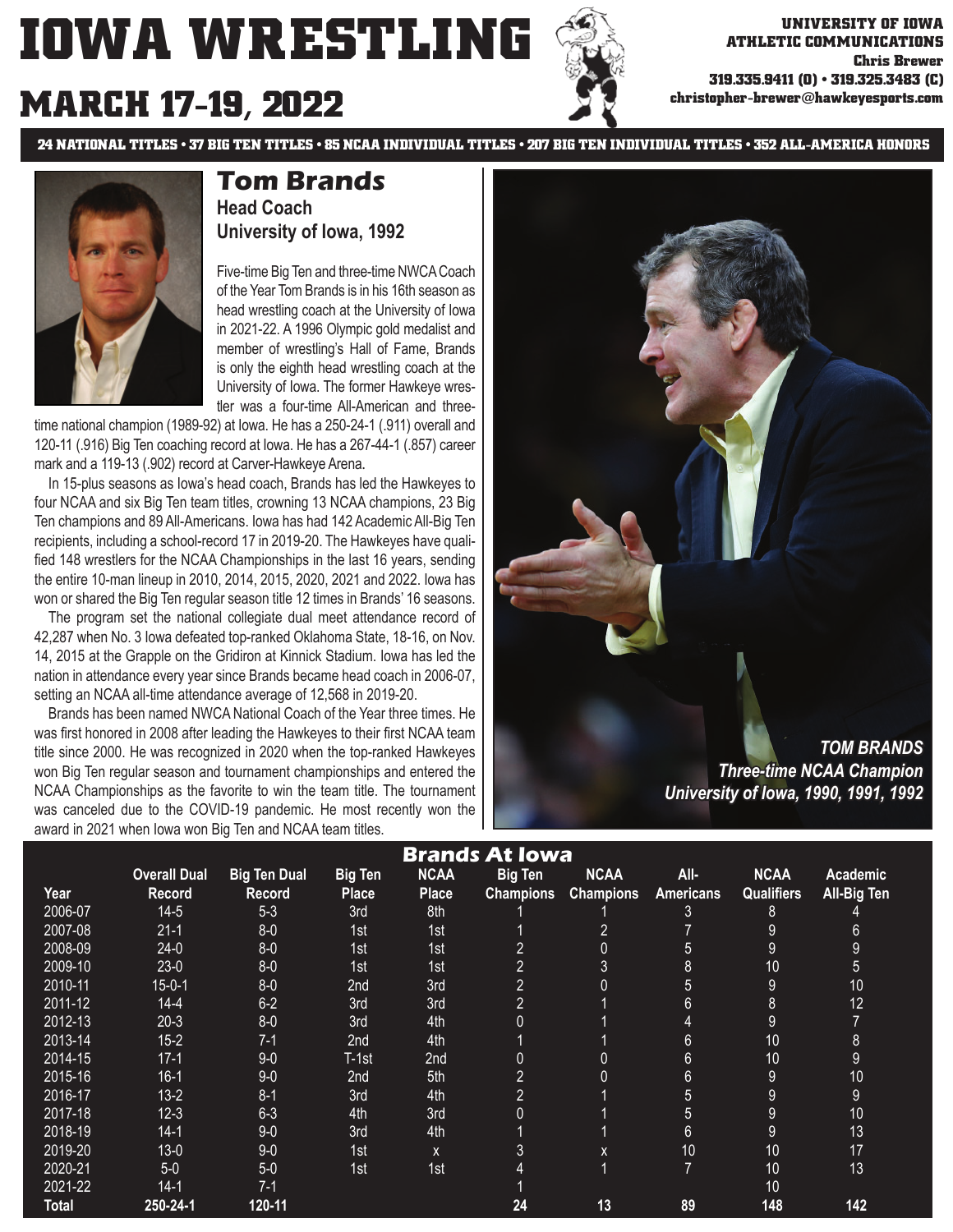# IOWA WRESTLING

## MARCH 17-19, 2022

UNIVERSITY OF IOWA ATHLETIC COMMUNICATIONS
Chris Brewer
319.335.9411 (O) • 319.325.3483 (C)
christopher-brewer@hawkeyesports.com

**24 NATIONAL TITLES • 37 BIG TEN TITLES • 85 NCAA INDIVIDUAL TITLES • 207 BIG TEN INDIVIDUAL TITLES • 352 ALL-AMERICA HONORS**

## Tom Brands

**Head Coach**
**University of Iowa, 1992**

Five-time Big Ten and three-time NWCA Coach of the Year Tom Brands is in his 16th season as head wrestling coach at the University of Iowa in 2021-22. A 1996 Olympic gold medalist and member of wrestling's Hall of Fame, Brands is only the eighth head wrestling coach at the University of Iowa. The former Hawkeye wrestler was a four-time All-American and three-time national champion (1989-92) at Iowa. He has a 250-24-1 (.911) overall and 120-11 (.916) Big Ten coaching record at Iowa. He has a 267-44-1 (.857) career mark and a 119-13 (.902) record at Carver-Hawkeye Arena.

In 15-plus seasons as Iowa's head coach, Brands has led the Hawkeyes to four NCAA and six Big Ten team titles, crowning 13 NCAA champions, 23 Big Ten champions and 89 All-Americans. Iowa has had 142 Academic All-Big Ten recipients, including a school-record 17 in 2019-20. The Hawkeyes have qualified 148 wrestlers for the NCAA Championships in the last 16 years, sending the entire 10-man lineup in 2010, 2014, 2015, 2020, 2021 and 2022. Iowa has won or shared the Big Ten regular season title 12 times in Brands' 16 seasons.

The program set the national collegiate dual meet attendance record of 42,287 when No. 3 Iowa defeated top-ranked Oklahoma State, 18-16, on Nov. 14, 2015 at the Grapple on the Gridiron at Kinnick Stadium. Iowa has led the nation in attendance every year since Brands became head coach in 2006-07, setting an NCAA all-time attendance average of 12,568 in 2019-20.

Brands has been named NWCA National Coach of the Year three times. He was first honored in 2008 after leading the Hawkeyes to their first NCAA team title since 2000. He was recognized in 2020 when the top-ranked Hawkeyes won Big Ten regular season and tournament championships and entered the NCAA Championships as the favorite to win the team title. The tournament was canceled due to the COVID-19 pandemic. He most recently won the award in 2021 when Iowa won Big Ten and NCAA team titles.

*TOM BRANDS*
*Three-time NCAA Champion*
*University of Iowa, 1990, 1991, 1992*

### Brands At Iowa

| Year | Overall Dual Record | Big Ten Dual Record | Big Ten Place | NCAA Place | Big Ten Champions | NCAA Champions | All-Americans | NCAA Qualifiers | Academic All-Big Ten |
|---|---|---|---|---|---|---|---|---|---|
| 2006-07 | 14-5 | 5-3 | 3rd | 8th | 1 | 1 | 3 | 8 | 4 |
| 2007-08 | 21-1 | 8-0 | 1st | 1st | 1 | 2 | 7 | 9 | 6 |
| 2008-09 | 24-0 | 8-0 | 1st | 1st | 2 | 0 | 5 | 9 | 9 |
| 2009-10 | 23-0 | 8-0 | 1st | 1st | 2 | 3 | 8 | 10 | 5 |
| 2010-11 | 15-0-1 | 8-0 | 2nd | 3rd | 2 | 0 | 5 | 9 | 10 |
| 2011-12 | 14-4 | 6-2 | 3rd | 3rd | 2 | 1 | 6 | 8 | 12 |
| 2012-13 | 20-3 | 8-0 | 3rd | 4th | 0 | 1 | 4 | 9 | 7 |
| 2013-14 | 15-2 | 7-1 | 2nd | 4th | 1 | 1 | 6 | 10 | 8 |
| 2014-15 | 17-1 | 9-0 | T-1st | 2nd | 0 | 0 | 6 | 10 | 9 |
| 2015-16 | 16-1 | 9-0 | 2nd | 5th | 2 | 0 | 6 | 9 | 10 |
| 2016-17 | 13-2 | 8-1 | 3rd | 4th | 2 | 1 | 5 | 9 | 9 |
| 2017-18 | 12-3 | 6-3 | 4th | 3rd | 0 | 1 | 5 | 9 | 10 |
| 2018-19 | 14-1 | 9-0 | 3rd | 4th | 1 | 1 | 6 | 9 | 13 |
| 2019-20 | 13-0 | 9-0 | 1st | x | 3 | x | 10 | 10 | 17 |
| 2020-21 | 5-0 | 5-0 | 1st | 1st | 4 | 1 | 7 | 10 | 13 |
| 2021-22 | 14-1 | 7-1 | | | 1 | | | 10 | |
| **Total** | **250-24-1** | **120-11** | | | **24** | **13** | **89** | **148** | **142** |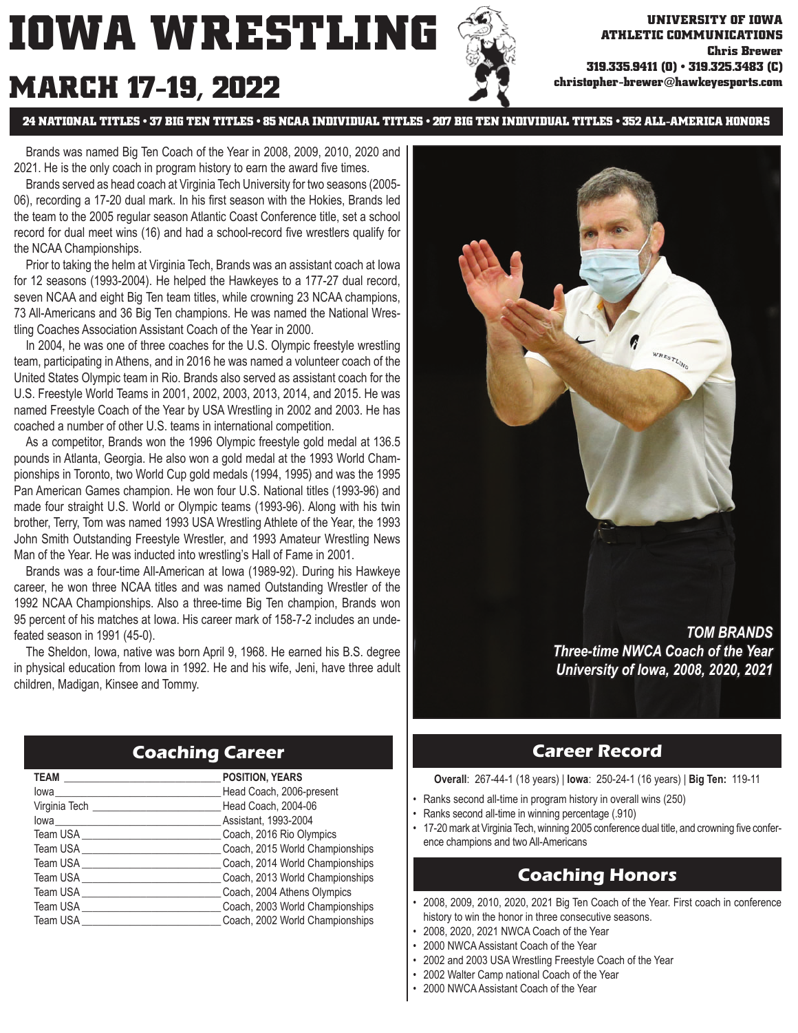# IOWA WRESTLING

# MARCH 17-19, 2022

UNIVERSITY OF IOWA ATHLETIC COMMUNICATIONS
Chris Brewer
319.335.9411 (O) • 319.325.3483 (C)
christopher-brewer@hawkeyesports.com

**24 NATIONAL TITLES • 37 BIG TEN TITLES • 85 NCAA INDIVIDUAL TITLES • 207 BIG TEN INDIVIDUAL TITLES • 352 ALL-AMERICA HONORS**

Brands was named Big Ten Coach of the Year in 2008, 2009, 2010, 2020 and 2021. He is the only coach in program history to earn the award five times.

Brands served as head coach at Virginia Tech University for two seasons (2005-06), recording a 17-20 dual mark. In his first season with the Hokies, Brands led the team to the 2005 regular season Atlantic Coast Conference title, set a school record for dual meet wins (16) and had a school-record five wrestlers qualify for the NCAA Championships.

Prior to taking the helm at Virginia Tech, Brands was an assistant coach at Iowa for 12 seasons (1993-2004). He helped the Hawkeyes to a 177-27 dual record, seven NCAA and eight Big Ten team titles, while crowning 23 NCAA champions, 73 All-Americans and 36 Big Ten champions. He was named the National Wrestling Coaches Association Assistant Coach of the Year in 2000.

In 2004, he was one of three coaches for the U.S. Olympic freestyle wrestling team, participating in Athens, and in 2016 he was named a volunteer coach of the United States Olympic team in Rio. Brands also served as assistant coach for the U.S. Freestyle World Teams in 2001, 2002, 2003, 2013, 2014, and 2015. He was named Freestyle Coach of the Year by USA Wrestling in 2002 and 2003. He has coached a number of other U.S. teams in international competition.

As a competitor, Brands won the 1996 Olympic freestyle gold medal at 136.5 pounds in Atlanta, Georgia. He also won a gold medal at the 1993 World Championships in Toronto, two World Cup gold medals (1994, 1995) and was the 1995 Pan American Games champion. He won four U.S. National titles (1993-96) and made four straight U.S. World or Olympic teams (1993-96). Along with his twin brother, Terry, Tom was named 1993 USA Wrestling Athlete of the Year, the 1993 John Smith Outstanding Freestyle Wrestler, and 1993 Amateur Wrestling News Man of the Year. He was inducted into wrestling's Hall of Fame in 2001.

Brands was a four-time All-American at Iowa (1989-92). During his Hawkeye career, he won three NCAA titles and was named Outstanding Wrestler of the 1992 NCAA Championships. Also a three-time Big Ten champion, Brands won 95 percent of his matches at Iowa. His career mark of 158-7-2 includes an undefeated season in 1991 (45-0).

The Sheldon, Iowa, native was born April 9, 1968. He earned his B.S. degree in physical education from Iowa in 1992. He and his wife, Jeni, have three adult children, Madigan, Kinsee and Tommy.

*TOM BRANDS*
*Three-time NWCA Coach of the Year*
*University of Iowa, 2008, 2020, 2021*

## Coaching Career

| TEAM | POSITION, YEARS |
|---|---|
| Iowa | Head Coach, 2006-present |
| Virginia Tech | Head Coach, 2004-06 |
| Iowa | Assistant, 1993-2004 |
| Team USA | Coach, 2016 Rio Olympics |
| Team USA | Coach, 2015 World Championships |
| Team USA | Coach, 2014 World Championships |
| Team USA | Coach, 2013 World Championships |
| Team USA | Coach, 2004 Athens Olympics |
| Team USA | Coach, 2003 World Championships |
| Team USA | Coach, 2002 World Championships |

## Career Record

**Overall**: 267-44-1 (18 years) | **Iowa**: 250-24-1 (16 years) | **Big Ten:** 119-11

- Ranks second all-time in program history in overall wins (250)
- Ranks second all-time in winning percentage (.910)
- 17-20 mark at Virginia Tech, winning 2005 conference dual title, and crowning five conference champions and two All-Americans

## Coaching Honors

- 2008, 2009, 2010, 2020, 2021 Big Ten Coach of the Year. First coach in conference history to win the honor in three consecutive seasons.
- 2008, 2020, 2021 NWCA Coach of the Year
- 2000 NWCA Assistant Coach of the Year
- 2002 and 2003 USA Wrestling Freestyle Coach of the Year
- 2002 Walter Camp national Coach of the Year
- 2000 NWCA Assistant Coach of the Year